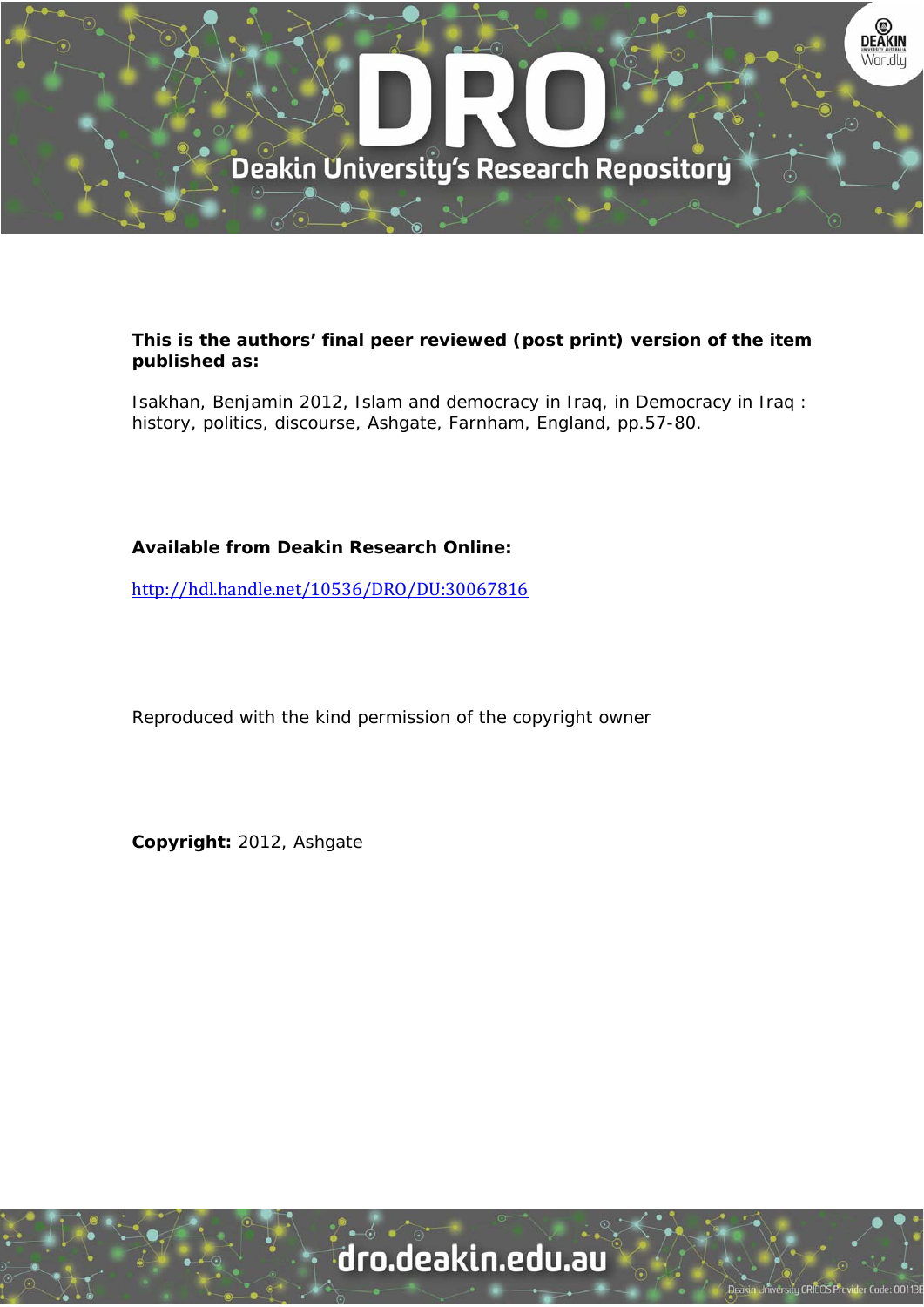**This is the authors' final peer reviewed (post print) version of the item published as:**

Isakhan, Benjamin 2012, Islam and democracy in Iraq, in Democracy in Iraq : history, politics, discourse, Ashgate, Farnham, England, pp.57-80.

**Available from Deakin Research Online:**

http://hdl.handle.net/10536/DRO/DU:30067816

Reproduced with the kind permission of the copyright owner

**Copyright:** 2012, Ashgate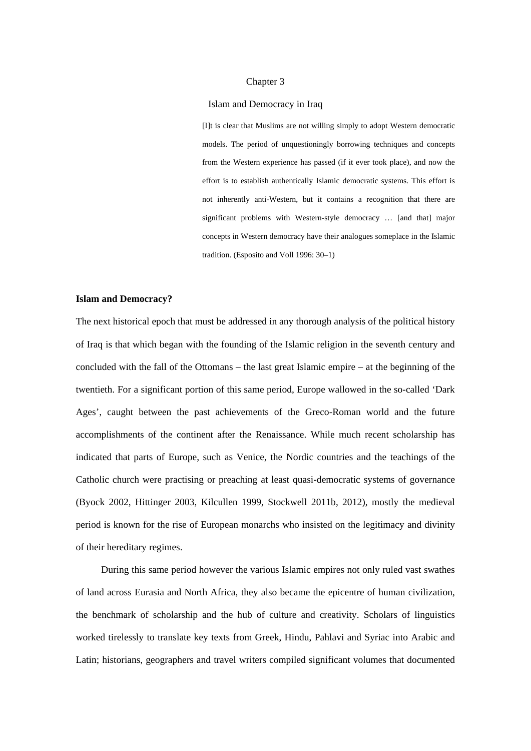# Chapter 3

## Islam and Democracy in Iraq

> [I]t is clear that Muslims are not willing simply to adopt Western democratic models. The period of unquestioningly borrowing techniques and concepts from the Western experience has passed (if it ever took place), and now the effort is to establish authentically Islamic democratic systems. This effort is not inherently anti-Western, but it contains a recognition that there are significant problems with Western-style democracy … [and that] major concepts in Western democracy have their analogues someplace in the Islamic tradition. (Esposito and Voll 1996: 30–1)

### Islam and Democracy?

The next historical epoch that must be addressed in any thorough analysis of the political history of Iraq is that which began with the founding of the Islamic religion in the seventh century and concluded with the fall of the Ottomans – the last great Islamic empire – at the beginning of the twentieth. For a significant portion of this same period, Europe wallowed in the so-called 'Dark Ages', caught between the past achievements of the Greco-Roman world and the future accomplishments of the continent after the Renaissance. While much recent scholarship has indicated that parts of Europe, such as Venice, the Nordic countries and the teachings of the Catholic church were practising or preaching at least quasi-democratic systems of governance (Byock 2002, Hittinger 2003, Kilcullen 1999, Stockwell 2011b, 2012), mostly the medieval period is known for the rise of European monarchs who insisted on the legitimacy and divinity of their hereditary regimes.

During this same period however the various Islamic empires not only ruled vast swathes of land across Eurasia and North Africa, they also became the epicentre of human civilization, the benchmark of scholarship and the hub of culture and creativity. Scholars of linguistics worked tirelessly to translate key texts from Greek, Hindu, Pahlavi and Syriac into Arabic and Latin; historians, geographers and travel writers compiled significant volumes that documented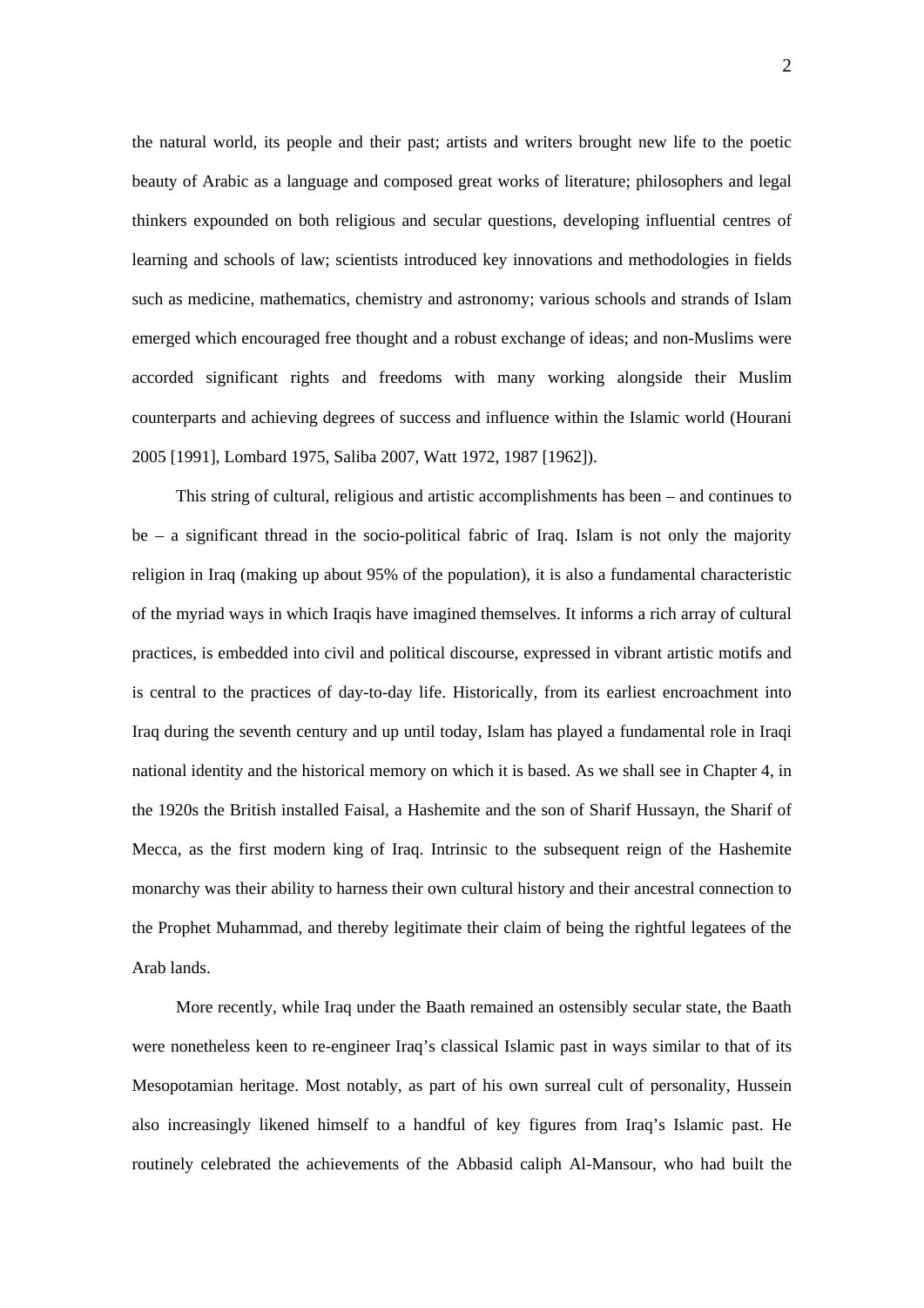the natural world, its people and their past; artists and writers brought new life to the poetic beauty of Arabic as a language and composed great works of literature; philosophers and legal thinkers expounded on both religious and secular questions, developing influential centres of learning and schools of law; scientists introduced key innovations and methodologies in fields such as medicine, mathematics, chemistry and astronomy; various schools and strands of Islam emerged which encouraged free thought and a robust exchange of ideas; and non-Muslims were accorded significant rights and freedoms with many working alongside their Muslim counterparts and achieving degrees of success and influence within the Islamic world (Hourani 2005 [1991], Lombard 1975, Saliba 2007, Watt 1972, 1987 [1962]).

This string of cultural, religious and artistic accomplishments has been – and continues to be – a significant thread in the socio-political fabric of Iraq. Islam is not only the majority religion in Iraq (making up about 95% of the population), it is also a fundamental characteristic of the myriad ways in which Iraqis have imagined themselves. It informs a rich array of cultural practices, is embedded into civil and political discourse, expressed in vibrant artistic motifs and is central to the practices of day-to-day life. Historically, from its earliest encroachment into Iraq during the seventh century and up until today, Islam has played a fundamental role in Iraqi national identity and the historical memory on which it is based. As we shall see in Chapter 4, in the 1920s the British installed Faisal, a Hashemite and the son of Sharif Hussayn, the Sharif of Mecca, as the first modern king of Iraq. Intrinsic to the subsequent reign of the Hashemite monarchy was their ability to harness their own cultural history and their ancestral connection to the Prophet Muhammad, and thereby legitimate their claim of being the rightful legatees of the Arab lands.

More recently, while Iraq under the Baath remained an ostensibly secular state, the Baath were nonetheless keen to re-engineer Iraq's classical Islamic past in ways similar to that of its Mesopotamian heritage. Most notably, as part of his own surreal cult of personality, Hussein also increasingly likened himself to a handful of key figures from Iraq's Islamic past. He routinely celebrated the achievements of the Abbasid caliph Al-Mansour, who had built the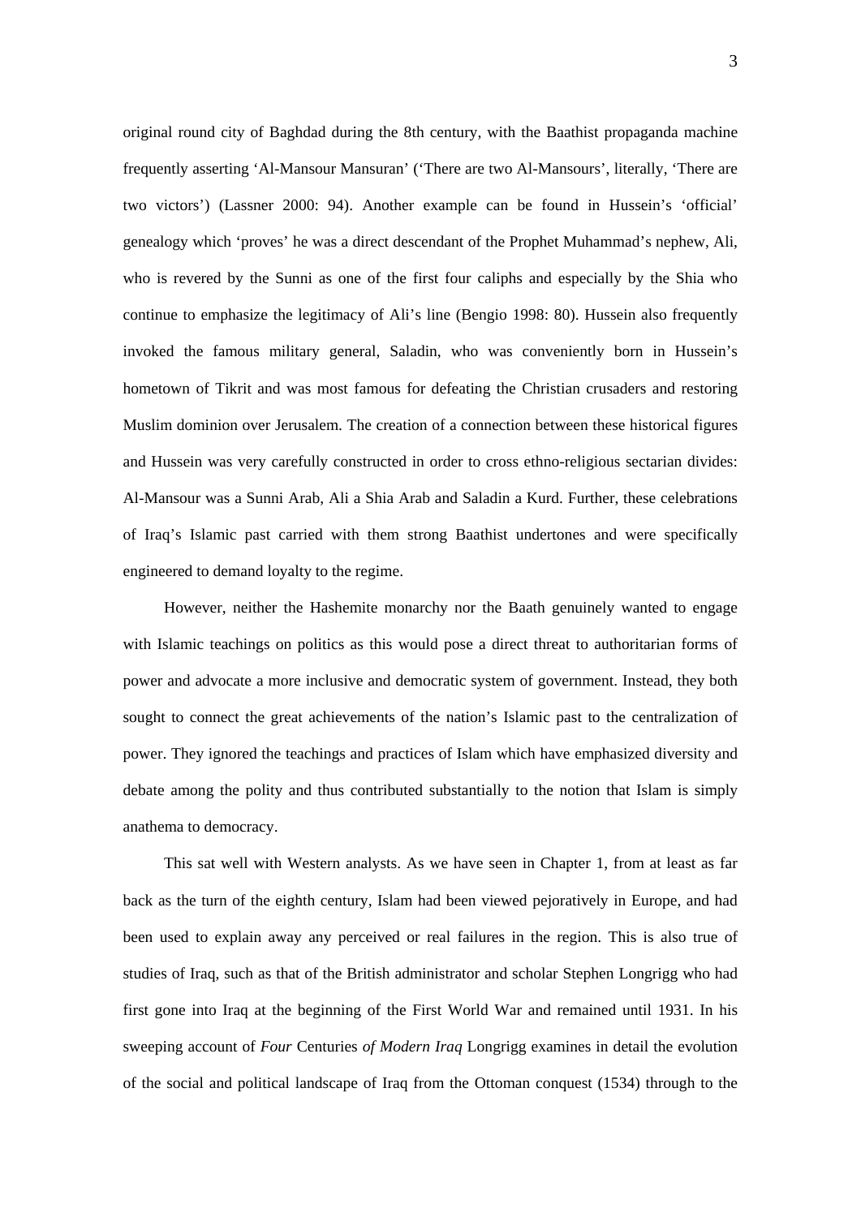original round city of Baghdad during the 8th century, with the Baathist propaganda machine frequently asserting 'Al-Mansour Mansuran' ('There are two Al-Mansours', literally, 'There are two victors') (Lassner 2000: 94). Another example can be found in Hussein's 'official' genealogy which 'proves' he was a direct descendant of the Prophet Muhammad's nephew, Ali, who is revered by the Sunni as one of the first four caliphs and especially by the Shia who continue to emphasize the legitimacy of Ali's line (Bengio 1998: 80). Hussein also frequently invoked the famous military general, Saladin, who was conveniently born in Hussein's hometown of Tikrit and was most famous for defeating the Christian crusaders and restoring Muslim dominion over Jerusalem. The creation of a connection between these historical figures and Hussein was very carefully constructed in order to cross ethno-religious sectarian divides: Al-Mansour was a Sunni Arab, Ali a Shia Arab and Saladin a Kurd. Further, these celebrations of Iraq's Islamic past carried with them strong Baathist undertones and were specifically engineered to demand loyalty to the regime.

However, neither the Hashemite monarchy nor the Baath genuinely wanted to engage with Islamic teachings on politics as this would pose a direct threat to authoritarian forms of power and advocate a more inclusive and democratic system of government. Instead, they both sought to connect the great achievements of the nation's Islamic past to the centralization of power. They ignored the teachings and practices of Islam which have emphasized diversity and debate among the polity and thus contributed substantially to the notion that Islam is simply anathema to democracy.

This sat well with Western analysts. As we have seen in Chapter 1, from at least as far back as the turn of the eighth century, Islam had been viewed pejoratively in Europe, and had been used to explain away any perceived or real failures in the region. This is also true of studies of Iraq, such as that of the British administrator and scholar Stephen Longrigg who had first gone into Iraq at the beginning of the First World War and remained until 1931. In his sweeping account of *Four* Centuries *of Modern Iraq* Longrigg examines in detail the evolution of the social and political landscape of Iraq from the Ottoman conquest (1534) through to the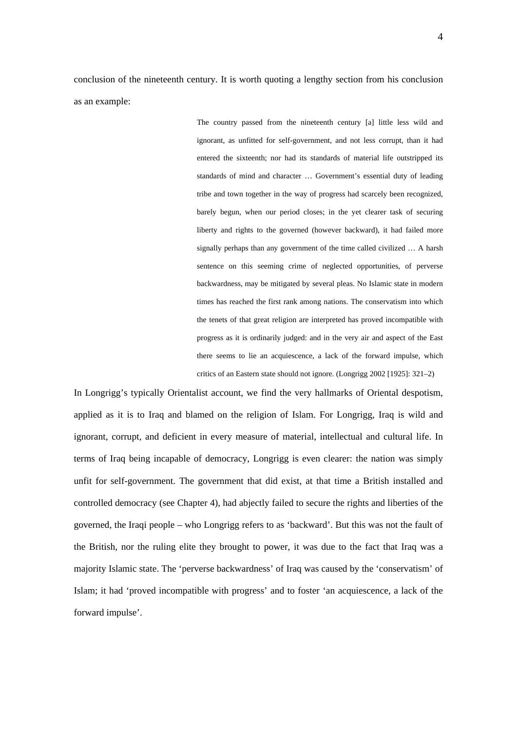conclusion of the nineteenth century. It is worth quoting a lengthy section from his conclusion as an example:

> The country passed from the nineteenth century [a] little less wild and ignorant, as unfitted for self-government, and not less corrupt, than it had entered the sixteenth; nor had its standards of material life outstripped its standards of mind and character … Government's essential duty of leading tribe and town together in the way of progress had scarcely been recognized, barely begun, when our period closes; in the yet clearer task of securing liberty and rights to the governed (however backward), it had failed more signally perhaps than any government of the time called civilized … A harsh sentence on this seeming crime of neglected opportunities, of perverse backwardness, may be mitigated by several pleas. No Islamic state in modern times has reached the first rank among nations. The conservatism into which the tenets of that great religion are interpreted has proved incompatible with progress as it is ordinarily judged: and in the very air and aspect of the East there seems to lie an acquiescence, a lack of the forward impulse, which critics of an Eastern state should not ignore. (Longrigg 2002 [1925]: 321–2)

In Longrigg's typically Orientalist account, we find the very hallmarks of Oriental despotism, applied as it is to Iraq and blamed on the religion of Islam. For Longrigg, Iraq is wild and ignorant, corrupt, and deficient in every measure of material, intellectual and cultural life. In terms of Iraq being incapable of democracy, Longrigg is even clearer: the nation was simply unfit for self-government. The government that did exist, at that time a British installed and controlled democracy (see Chapter 4), had abjectly failed to secure the rights and liberties of the governed, the Iraqi people – who Longrigg refers to as 'backward'. But this was not the fault of the British, nor the ruling elite they brought to power, it was due to the fact that Iraq was a majority Islamic state. The 'perverse backwardness' of Iraq was caused by the 'conservatism' of Islam; it had 'proved incompatible with progress' and to foster 'an acquiescence, a lack of the forward impulse'.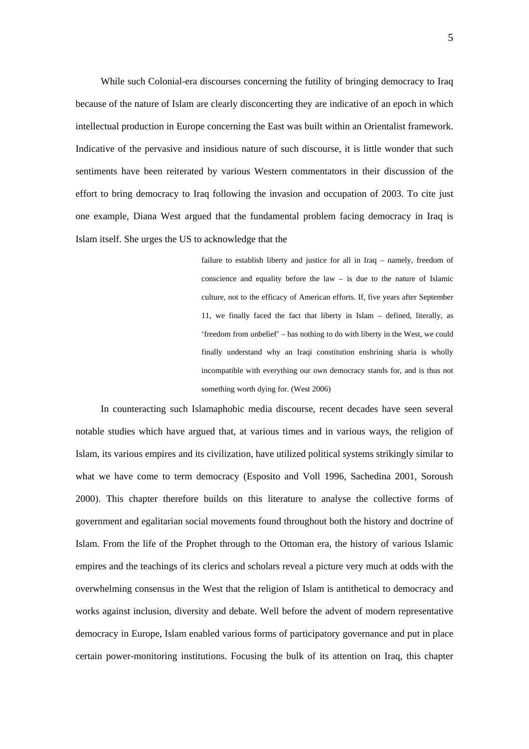While such Colonial-era discourses concerning the futility of bringing democracy to Iraq because of the nature of Islam are clearly disconcerting they are indicative of an epoch in which intellectual production in Europe concerning the East was built within an Orientalist framework. Indicative of the pervasive and insidious nature of such discourse, it is little wonder that such sentiments have been reiterated by various Western commentators in their discussion of the effort to bring democracy to Iraq following the invasion and occupation of 2003. To cite just one example, Diana West argued that the fundamental problem facing democracy in Iraq is Islam itself. She urges the US to acknowledge that the

> failure to establish liberty and justice for all in Iraq – namely, freedom of conscience and equality before the law – is due to the nature of Islamic culture, not to the efficacy of American efforts. If, five years after September 11, we finally faced the fact that liberty in Islam – defined, literally, as 'freedom from unbelief' – has nothing to do with liberty in the West, we could finally understand why an Iraqi constitution enshrining sharia is wholly incompatible with everything our own democracy stands for, and is thus not something worth dying for. (West 2006)

In counteracting such Islamaphobic media discourse, recent decades have seen several notable studies which have argued that, at various times and in various ways, the religion of Islam, its various empires and its civilization, have utilized political systems strikingly similar to what we have come to term democracy (Esposito and Voll 1996, Sachedina 2001, Soroush 2000). This chapter therefore builds on this literature to analyse the collective forms of government and egalitarian social movements found throughout both the history and doctrine of Islam. From the life of the Prophet through to the Ottoman era, the history of various Islamic empires and the teachings of its clerics and scholars reveal a picture very much at odds with the overwhelming consensus in the West that the religion of Islam is antithetical to democracy and works against inclusion, diversity and debate. Well before the advent of modern representative democracy in Europe, Islam enabled various forms of participatory governance and put in place certain power-monitoring institutions. Focusing the bulk of its attention on Iraq, this chapter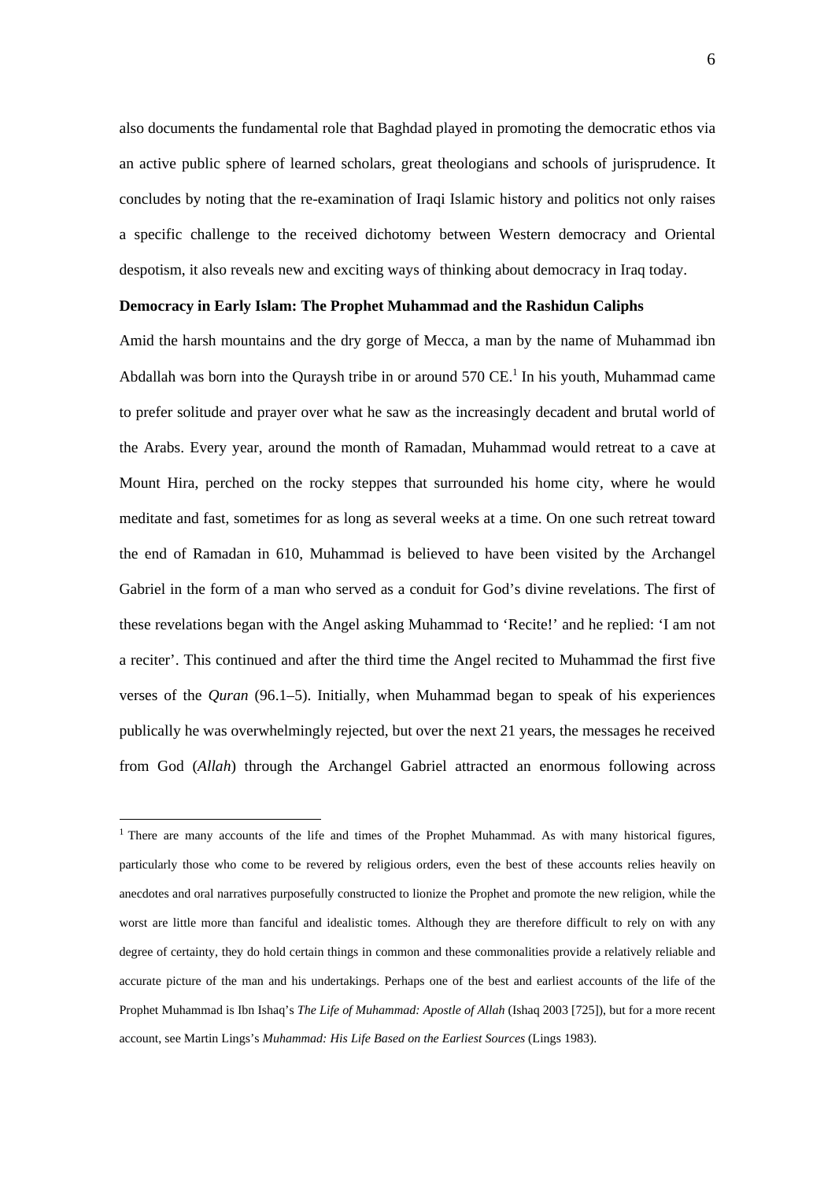also documents the fundamental role that Baghdad played in promoting the democratic ethos via an active public sphere of learned scholars, great theologians and schools of jurisprudence. It concludes by noting that the re-examination of Iraqi Islamic history and politics not only raises a specific challenge to the received dichotomy between Western democracy and Oriental despotism, it also reveals new and exciting ways of thinking about democracy in Iraq today.

**Democracy in Early Islam: The Prophet Muhammad and the Rashidun Caliphs**

Amid the harsh mountains and the dry gorge of Mecca, a man by the name of Muhammad ibn Abdallah was born into the Quraysh tribe in or around 570 CE.[1] In his youth, Muhammad came to prefer solitude and prayer over what he saw as the increasingly decadent and brutal world of the Arabs. Every year, around the month of Ramadan, Muhammad would retreat to a cave at Mount Hira, perched on the rocky steppes that surrounded his home city, where he would meditate and fast, sometimes for as long as several weeks at a time. On one such retreat toward the end of Ramadan in 610, Muhammad is believed to have been visited by the Archangel Gabriel in the form of a man who served as a conduit for God's divine revelations. The first of these revelations began with the Angel asking Muhammad to 'Recite!' and he replied: 'I am not a reciter'. This continued and after the third time the Angel recited to Muhammad the first five verses of the *Quran* (96.1–5). Initially, when Muhammad began to speak of his experiences publically he was overwhelmingly rejected, but over the next 21 years, the messages he received from God (*Allah*) through the Archangel Gabriel attracted an enormous following across

---

[1] There are many accounts of the life and times of the Prophet Muhammad. As with many historical figures, particularly those who come to be revered by religious orders, even the best of these accounts relies heavily on anecdotes and oral narratives purposefully constructed to lionize the Prophet and promote the new religion, while the worst are little more than fanciful and idealistic tomes. Although they are therefore difficult to rely on with any degree of certainty, they do hold certain things in common and these commonalities provide a relatively reliable and accurate picture of the man and his undertakings. Perhaps one of the best and earliest accounts of the life of the Prophet Muhammad is Ibn Ishaq's *The Life of Muhammad: Apostle of Allah* (Ishaq 2003 [725]), but for a more recent account, see Martin Lings's *Muhammad: His Life Based on the Earliest Sources* (Lings 1983).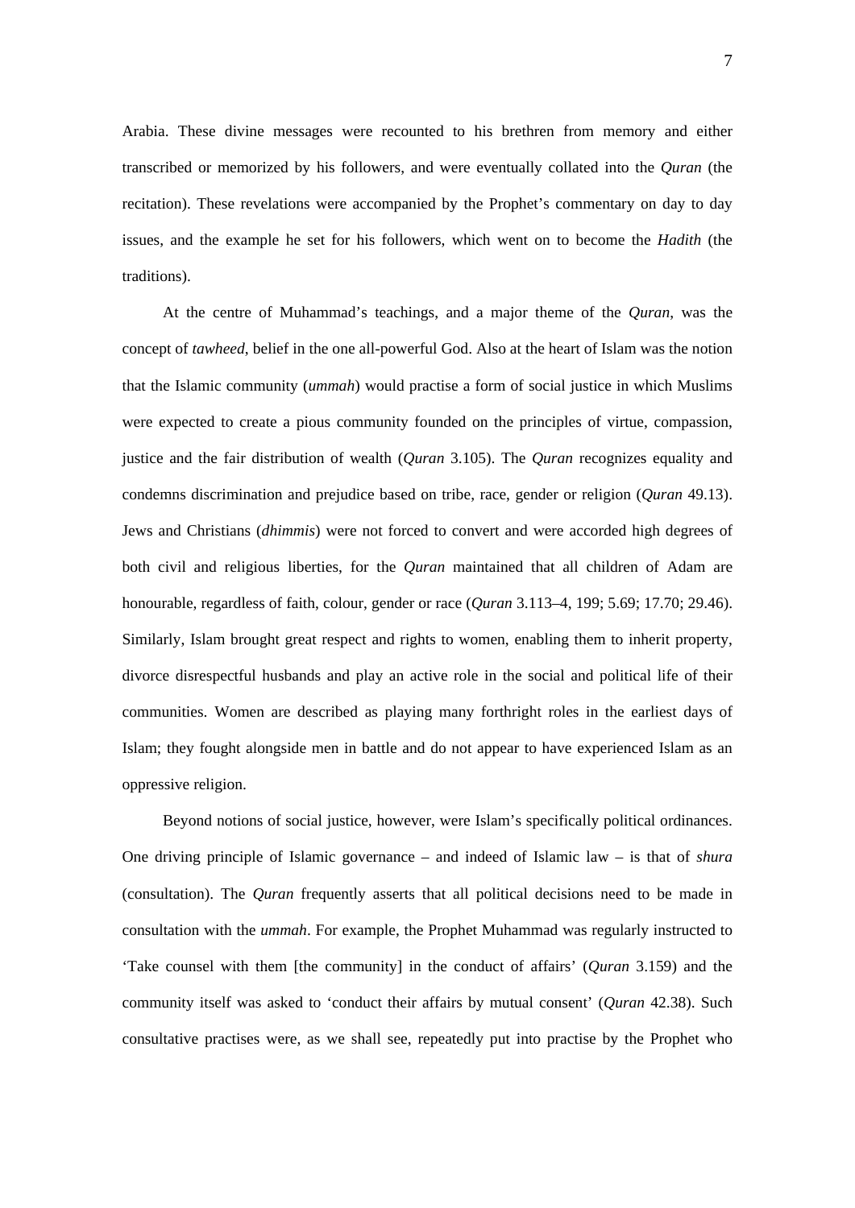Arabia. These divine messages were recounted to his brethren from memory and either transcribed or memorized by his followers, and were eventually collated into the *Quran* (the recitation). These revelations were accompanied by the Prophet's commentary on day to day issues, and the example he set for his followers, which went on to become the *Hadith* (the traditions).

At the centre of Muhammad's teachings, and a major theme of the *Quran*, was the concept of *tawheed*, belief in the one all-powerful God. Also at the heart of Islam was the notion that the Islamic community (*ummah*) would practise a form of social justice in which Muslims were expected to create a pious community founded on the principles of virtue, compassion, justice and the fair distribution of wealth (*Quran* 3.105). The *Quran* recognizes equality and condemns discrimination and prejudice based on tribe, race, gender or religion (*Quran* 49.13). Jews and Christians (*dhimmis*) were not forced to convert and were accorded high degrees of both civil and religious liberties, for the *Quran* maintained that all children of Adam are honourable, regardless of faith, colour, gender or race (*Quran* 3.113–4, 199; 5.69; 17.70; 29.46). Similarly, Islam brought great respect and rights to women, enabling them to inherit property, divorce disrespectful husbands and play an active role in the social and political life of their communities. Women are described as playing many forthright roles in the earliest days of Islam; they fought alongside men in battle and do not appear to have experienced Islam as an oppressive religion.

Beyond notions of social justice, however, were Islam's specifically political ordinances. One driving principle of Islamic governance – and indeed of Islamic law – is that of *shura* (consultation). The *Quran* frequently asserts that all political decisions need to be made in consultation with the *ummah*. For example, the Prophet Muhammad was regularly instructed to 'Take counsel with them [the community] in the conduct of affairs' (*Quran* 3.159) and the community itself was asked to 'conduct their affairs by mutual consent' (*Quran* 42.38). Such consultative practises were, as we shall see, repeatedly put into practise by the Prophet who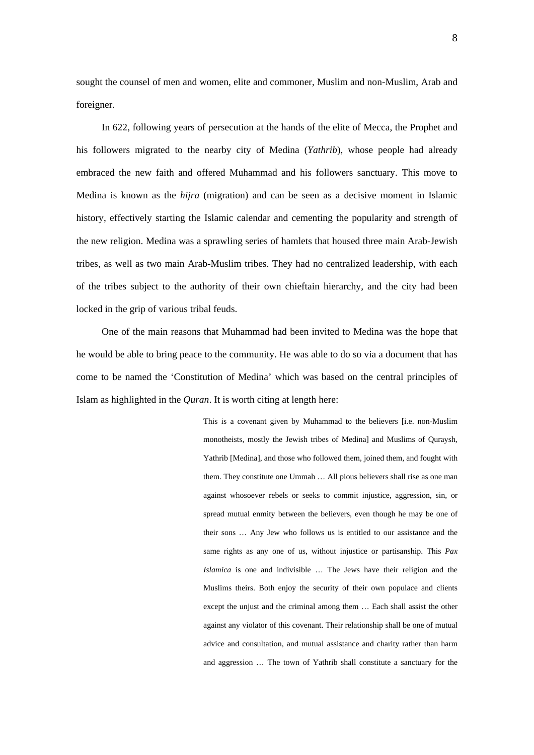sought the counsel of men and women, elite and commoner, Muslim and non-Muslim, Arab and foreigner.

In 622, following years of persecution at the hands of the elite of Mecca, the Prophet and his followers migrated to the nearby city of Medina (*Yathrib*), whose people had already embraced the new faith and offered Muhammad and his followers sanctuary. This move to Medina is known as the *hijra* (migration) and can be seen as a decisive moment in Islamic history, effectively starting the Islamic calendar and cementing the popularity and strength of the new religion. Medina was a sprawling series of hamlets that housed three main Arab-Jewish tribes, as well as two main Arab-Muslim tribes. They had no centralized leadership, with each of the tribes subject to the authority of their own chieftain hierarchy, and the city had been locked in the grip of various tribal feuds.

One of the main reasons that Muhammad had been invited to Medina was the hope that he would be able to bring peace to the community. He was able to do so via a document that has come to be named the 'Constitution of Medina' which was based on the central principles of Islam as highlighted in the *Quran*. It is worth citing at length here:

> This is a covenant given by Muhammad to the believers [i.e. non-Muslim monotheists, mostly the Jewish tribes of Medina] and Muslims of Quraysh, Yathrib [Medina], and those who followed them, joined them, and fought with them. They constitute one Ummah … All pious believers shall rise as one man against whosoever rebels or seeks to commit injustice, aggression, sin, or spread mutual enmity between the believers, even though he may be one of their sons … Any Jew who follows us is entitled to our assistance and the same rights as any one of us, without injustice or partisanship. This *Pax Islamica* is one and indivisible … The Jews have their religion and the Muslims theirs. Both enjoy the security of their own populace and clients except the unjust and the criminal among them … Each shall assist the other against any violator of this covenant. Their relationship shall be one of mutual advice and consultation, and mutual assistance and charity rather than harm and aggression … The town of Yathrib shall constitute a sanctuary for the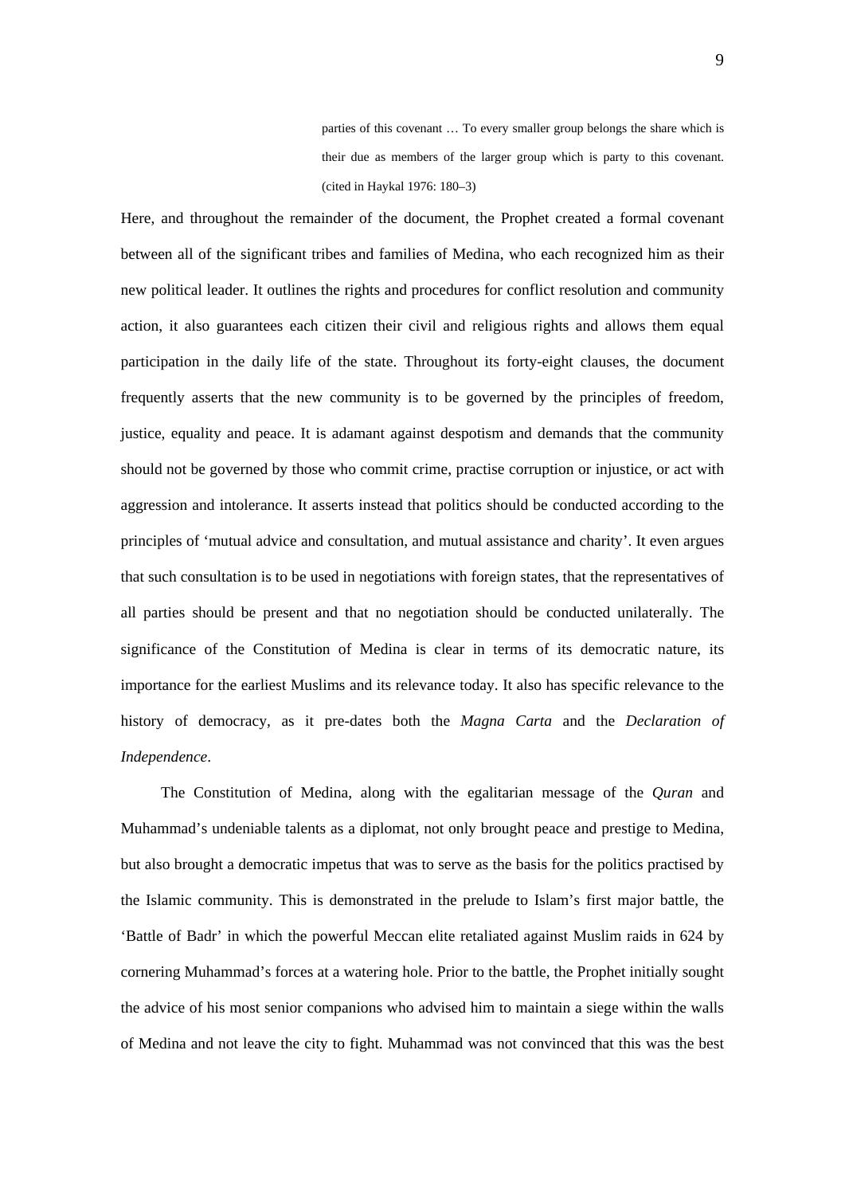> parties of this covenant … To every smaller group belongs the share which is their due as members of the larger group which is party to this covenant. (cited in Haykal 1976: 180–3)

Here, and throughout the remainder of the document, the Prophet created a formal covenant between all of the significant tribes and families of Medina, who each recognized him as their new political leader. It outlines the rights and procedures for conflict resolution and community action, it also guarantees each citizen their civil and religious rights and allows them equal participation in the daily life of the state. Throughout its forty-eight clauses, the document frequently asserts that the new community is to be governed by the principles of freedom, justice, equality and peace. It is adamant against despotism and demands that the community should not be governed by those who commit crime, practise corruption or injustice, or act with aggression and intolerance. It asserts instead that politics should be conducted according to the principles of 'mutual advice and consultation, and mutual assistance and charity'. It even argues that such consultation is to be used in negotiations with foreign states, that the representatives of all parties should be present and that no negotiation should be conducted unilaterally. The significance of the Constitution of Medina is clear in terms of its democratic nature, its importance for the earliest Muslims and its relevance today. It also has specific relevance to the history of democracy, as it pre-dates both the *Magna Carta* and the *Declaration of Independence*.

The Constitution of Medina, along with the egalitarian message of the *Quran* and Muhammad's undeniable talents as a diplomat, not only brought peace and prestige to Medina, but also brought a democratic impetus that was to serve as the basis for the politics practised by the Islamic community. This is demonstrated in the prelude to Islam's first major battle, the 'Battle of Badr' in which the powerful Meccan elite retaliated against Muslim raids in 624 by cornering Muhammad's forces at a watering hole. Prior to the battle, the Prophet initially sought the advice of his most senior companions who advised him to maintain a siege within the walls of Medina and not leave the city to fight. Muhammad was not convinced that this was the best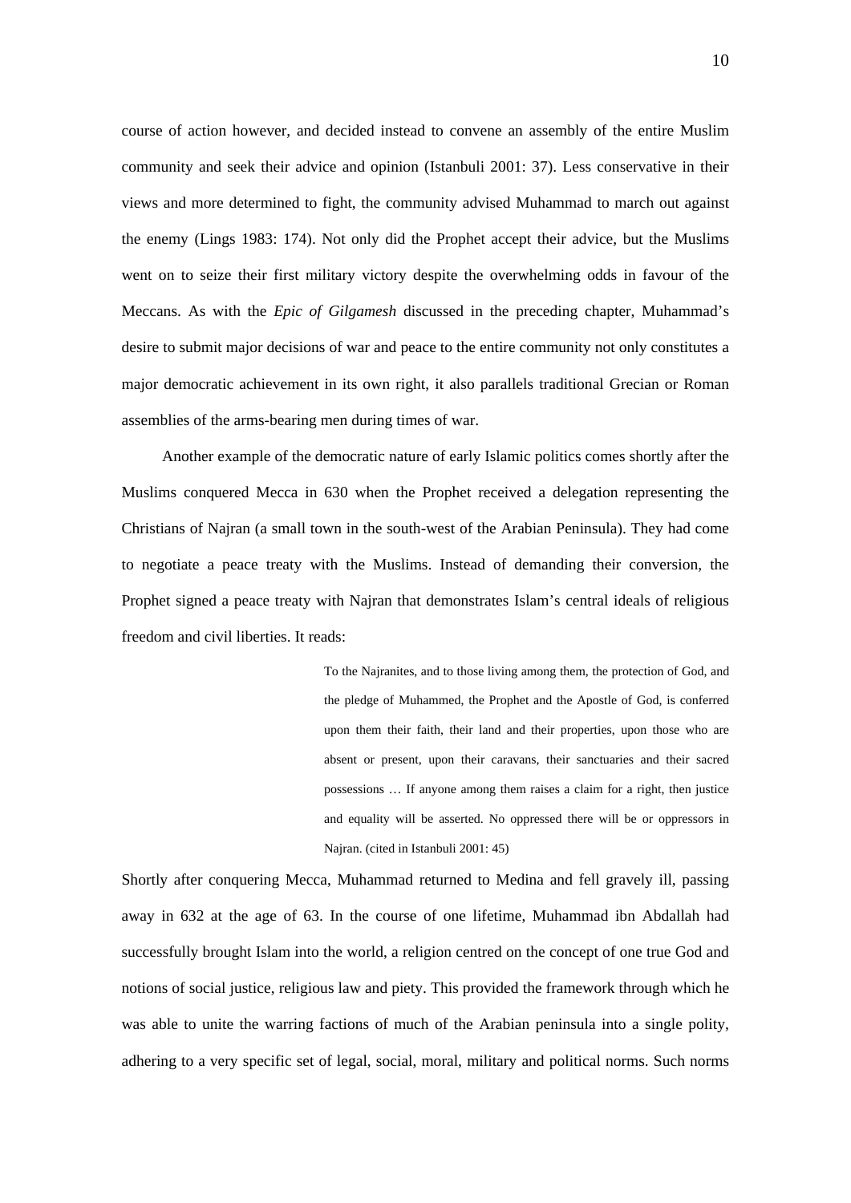course of action however, and decided instead to convene an assembly of the entire Muslim community and seek their advice and opinion (Istanbuli 2001: 37). Less conservative in their views and more determined to fight, the community advised Muhammad to march out against the enemy (Lings 1983: 174). Not only did the Prophet accept their advice, but the Muslims went on to seize their first military victory despite the overwhelming odds in favour of the Meccans. As with the *Epic of Gilgamesh* discussed in the preceding chapter, Muhammad's desire to submit major decisions of war and peace to the entire community not only constitutes a major democratic achievement in its own right, it also parallels traditional Grecian or Roman assemblies of the arms-bearing men during times of war.

Another example of the democratic nature of early Islamic politics comes shortly after the Muslims conquered Mecca in 630 when the Prophet received a delegation representing the Christians of Najran (a small town in the south-west of the Arabian Peninsula). They had come to negotiate a peace treaty with the Muslims. Instead of demanding their conversion, the Prophet signed a peace treaty with Najran that demonstrates Islam's central ideals of religious freedom and civil liberties. It reads:

> To the Najranites, and to those living among them, the protection of God, and the pledge of Muhammed, the Prophet and the Apostle of God, is conferred upon them their faith, their land and their properties, upon those who are absent or present, upon their caravans, their sanctuaries and their sacred possessions … If anyone among them raises a claim for a right, then justice and equality will be asserted. No oppressed there will be or oppressors in Najran. (cited in Istanbuli 2001: 45)

Shortly after conquering Mecca, Muhammad returned to Medina and fell gravely ill, passing away in 632 at the age of 63. In the course of one lifetime, Muhammad ibn Abdallah had successfully brought Islam into the world, a religion centred on the concept of one true God and notions of social justice, religious law and piety. This provided the framework through which he was able to unite the warring factions of much of the Arabian peninsula into a single polity, adhering to a very specific set of legal, social, moral, military and political norms. Such norms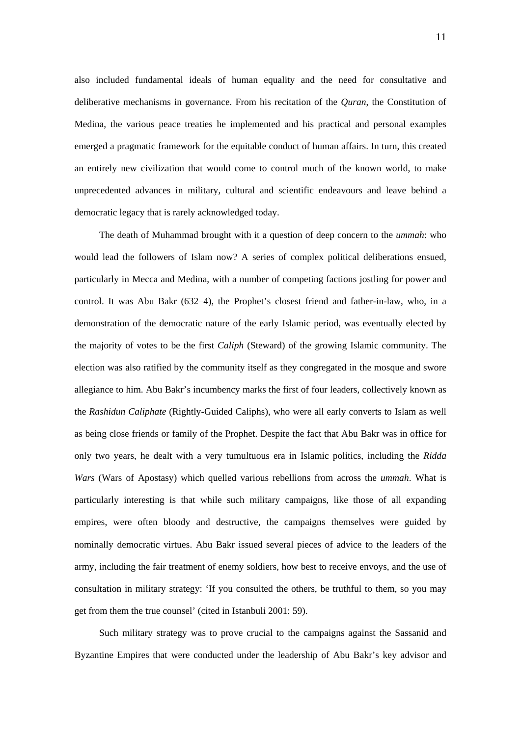also included fundamental ideals of human equality and the need for consultative and deliberative mechanisms in governance. From his recitation of the *Quran*, the Constitution of Medina, the various peace treaties he implemented and his practical and personal examples emerged a pragmatic framework for the equitable conduct of human affairs. In turn, this created an entirely new civilization that would come to control much of the known world, to make unprecedented advances in military, cultural and scientific endeavours and leave behind a democratic legacy that is rarely acknowledged today.

The death of Muhammad brought with it a question of deep concern to the *ummah*: who would lead the followers of Islam now? A series of complex political deliberations ensued, particularly in Mecca and Medina, with a number of competing factions jostling for power and control. It was Abu Bakr (632–4), the Prophet's closest friend and father-in-law, who, in a demonstration of the democratic nature of the early Islamic period, was eventually elected by the majority of votes to be the first *Caliph* (Steward) of the growing Islamic community. The election was also ratified by the community itself as they congregated in the mosque and swore allegiance to him. Abu Bakr's incumbency marks the first of four leaders, collectively known as the *Rashidun Caliphate* (Rightly-Guided Caliphs), who were all early converts to Islam as well as being close friends or family of the Prophet. Despite the fact that Abu Bakr was in office for only two years, he dealt with a very tumultuous era in Islamic politics, including the *Ridda Wars* (Wars of Apostasy) which quelled various rebellions from across the *ummah*. What is particularly interesting is that while such military campaigns, like those of all expanding empires, were often bloody and destructive, the campaigns themselves were guided by nominally democratic virtues. Abu Bakr issued several pieces of advice to the leaders of the army, including the fair treatment of enemy soldiers, how best to receive envoys, and the use of consultation in military strategy: 'If you consulted the others, be truthful to them, so you may get from them the true counsel' (cited in Istanbuli 2001: 59).

Such military strategy was to prove crucial to the campaigns against the Sassanid and Byzantine Empires that were conducted under the leadership of Abu Bakr's key advisor and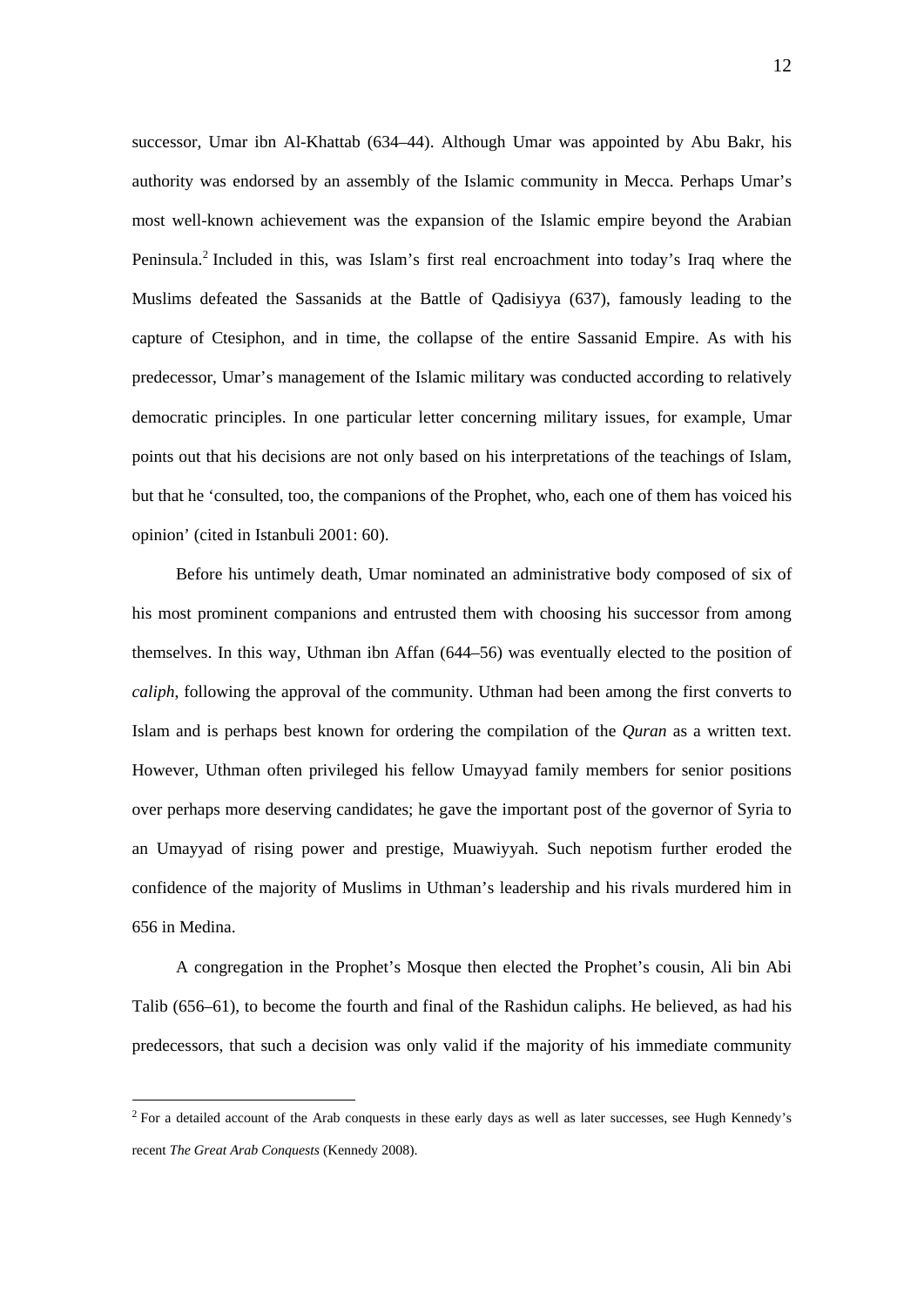successor, Umar ibn Al-Khattab (634–44). Although Umar was appointed by Abu Bakr, his authority was endorsed by an assembly of the Islamic community in Mecca. Perhaps Umar's most well-known achievement was the expansion of the Islamic empire beyond the Arabian Peninsula.[2] Included in this, was Islam's first real encroachment into today's Iraq where the Muslims defeated the Sassanids at the Battle of Qadisiyya (637), famously leading to the capture of Ctesiphon, and in time, the collapse of the entire Sassanid Empire. As with his predecessor, Umar's management of the Islamic military was conducted according to relatively democratic principles. In one particular letter concerning military issues, for example, Umar points out that his decisions are not only based on his interpretations of the teachings of Islam, but that he 'consulted, too, the companions of the Prophet, who, each one of them has voiced his opinion' (cited in Istanbuli 2001: 60).

Before his untimely death, Umar nominated an administrative body composed of six of his most prominent companions and entrusted them with choosing his successor from among themselves. In this way, Uthman ibn Affan (644–56) was eventually elected to the position of *caliph*, following the approval of the community. Uthman had been among the first converts to Islam and is perhaps best known for ordering the compilation of the *Quran* as a written text. However, Uthman often privileged his fellow Umayyad family members for senior positions over perhaps more deserving candidates; he gave the important post of the governor of Syria to an Umayyad of rising power and prestige, Muawiyyah. Such nepotism further eroded the confidence of the majority of Muslims in Uthman's leadership and his rivals murdered him in 656 in Medina.

A congregation in the Prophet's Mosque then elected the Prophet's cousin, Ali bin Abi Talib (656–61), to become the fourth and final of the Rashidun caliphs. He believed, as had his predecessors, that such a decision was only valid if the majority of his immediate community

---

[2] For a detailed account of the Arab conquests in these early days as well as later successes, see Hugh Kennedy's recent *The Great Arab Conquests* (Kennedy 2008).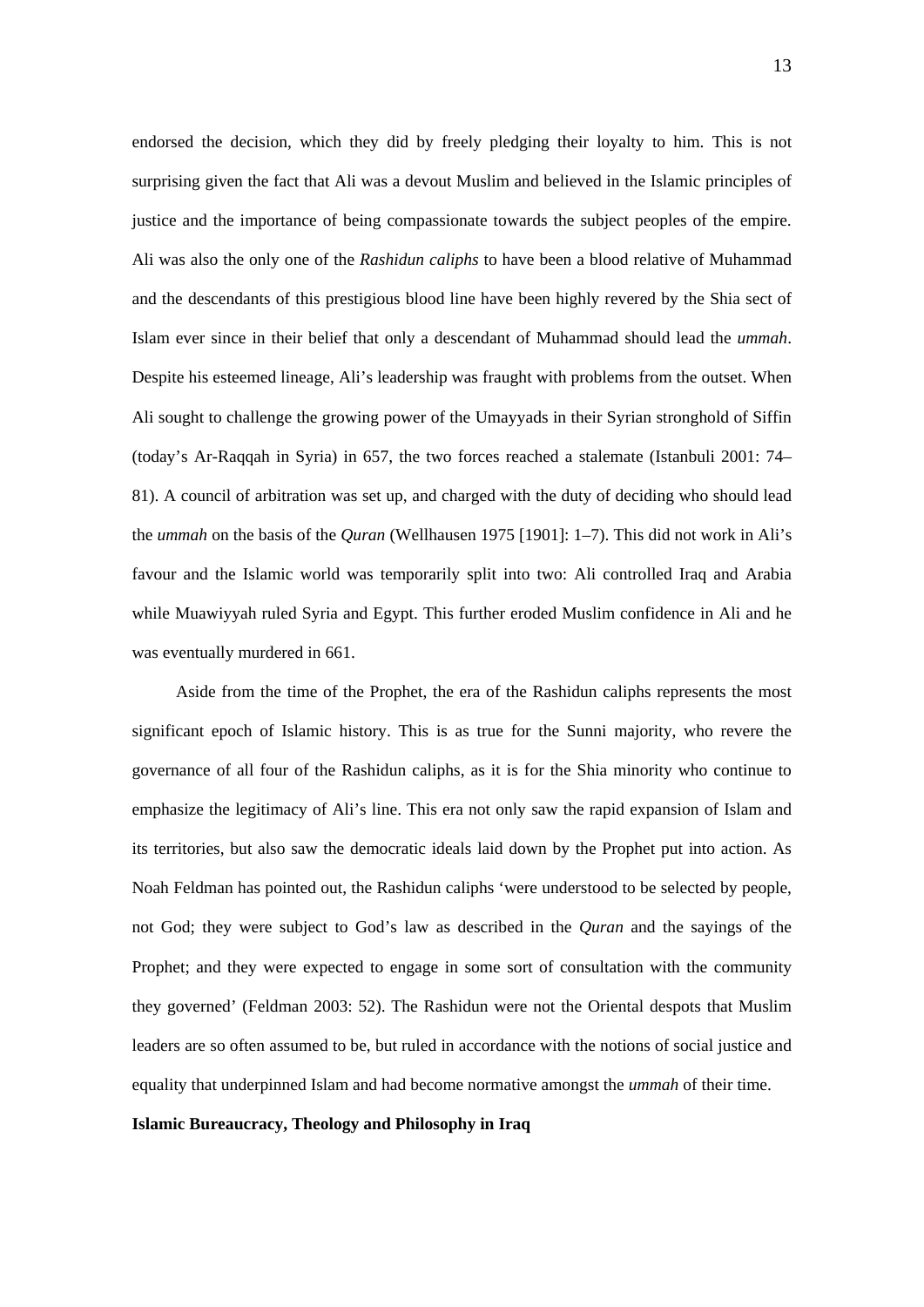endorsed the decision, which they did by freely pledging their loyalty to him. This is not surprising given the fact that Ali was a devout Muslim and believed in the Islamic principles of justice and the importance of being compassionate towards the subject peoples of the empire. Ali was also the only one of the *Rashidun caliphs* to have been a blood relative of Muhammad and the descendants of this prestigious blood line have been highly revered by the Shia sect of Islam ever since in their belief that only a descendant of Muhammad should lead the *ummah*. Despite his esteemed lineage, Ali's leadership was fraught with problems from the outset. When Ali sought to challenge the growing power of the Umayyads in their Syrian stronghold of Siffin (today's Ar-Raqqah in Syria) in 657, the two forces reached a stalemate (Istanbuli 2001: 74–81). A council of arbitration was set up, and charged with the duty of deciding who should lead the *ummah* on the basis of the *Quran* (Wellhausen 1975 [1901]: 1–7). This did not work in Ali's favour and the Islamic world was temporarily split into two: Ali controlled Iraq and Arabia while Muawiyyah ruled Syria and Egypt. This further eroded Muslim confidence in Ali and he was eventually murdered in 661.

Aside from the time of the Prophet, the era of the Rashidun caliphs represents the most significant epoch of Islamic history. This is as true for the Sunni majority, who revere the governance of all four of the Rashidun caliphs, as it is for the Shia minority who continue to emphasize the legitimacy of Ali's line. This era not only saw the rapid expansion of Islam and its territories, but also saw the democratic ideals laid down by the Prophet put into action. As Noah Feldman has pointed out, the Rashidun caliphs 'were understood to be selected by people, not God; they were subject to God's law as described in the *Quran* and the sayings of the Prophet; and they were expected to engage in some sort of consultation with the community they governed' (Feldman 2003: 52). The Rashidun were not the Oriental despots that Muslim leaders are so often assumed to be, but ruled in accordance with the notions of social justice and equality that underpinned Islam and had become normative amongst the *ummah* of their time.

**Islamic Bureaucracy, Theology and Philosophy in Iraq**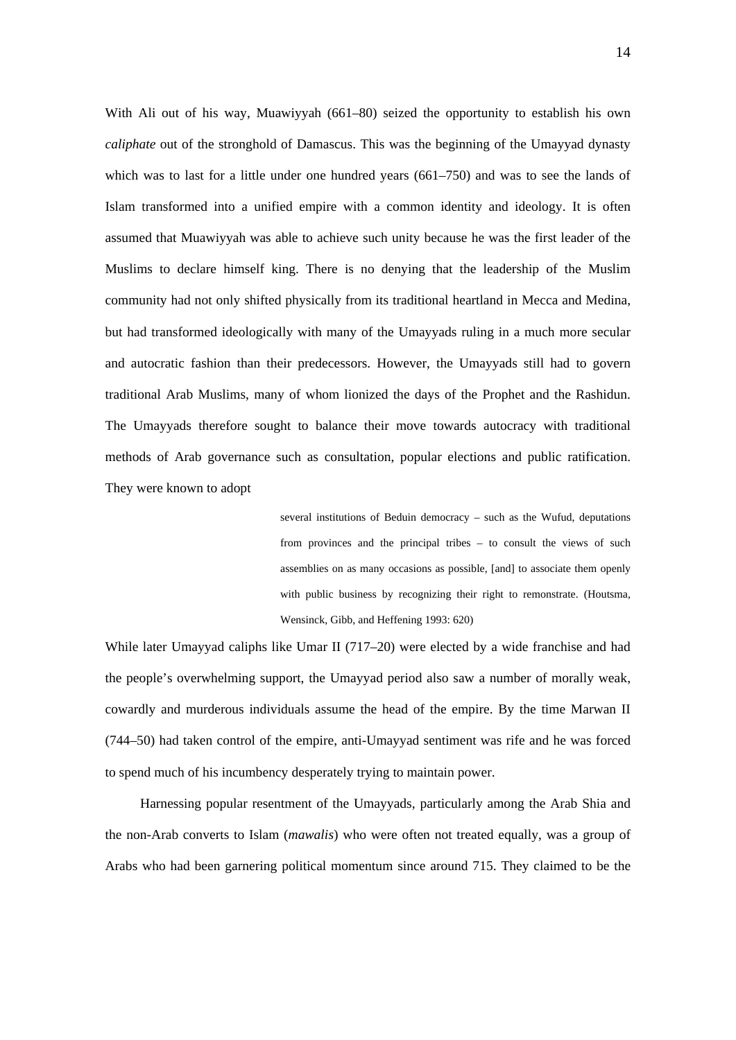With Ali out of his way, Muawiyyah (661–80) seized the opportunity to establish his own *caliphate* out of the stronghold of Damascus. This was the beginning of the Umayyad dynasty which was to last for a little under one hundred years (661–750) and was to see the lands of Islam transformed into a unified empire with a common identity and ideology. It is often assumed that Muawiyyah was able to achieve such unity because he was the first leader of the Muslims to declare himself king. There is no denying that the leadership of the Muslim community had not only shifted physically from its traditional heartland in Mecca and Medina, but had transformed ideologically with many of the Umayyads ruling in a much more secular and autocratic fashion than their predecessors. However, the Umayyads still had to govern traditional Arab Muslims, many of whom lionized the days of the Prophet and the Rashidun. The Umayyads therefore sought to balance their move towards autocracy with traditional methods of Arab governance such as consultation, popular elections and public ratification. They were known to adopt

> several institutions of Beduin democracy – such as the Wufud, deputations from provinces and the principal tribes – to consult the views of such assemblies on as many occasions as possible, [and] to associate them openly with public business by recognizing their right to remonstrate. (Houtsma, Wensinck, Gibb, and Heffening 1993: 620)

While later Umayyad caliphs like Umar II (717–20) were elected by a wide franchise and had the people's overwhelming support, the Umayyad period also saw a number of morally weak, cowardly and murderous individuals assume the head of the empire. By the time Marwan II (744–50) had taken control of the empire, anti-Umayyad sentiment was rife and he was forced to spend much of his incumbency desperately trying to maintain power.

Harnessing popular resentment of the Umayyads, particularly among the Arab Shia and the non-Arab converts to Islam (*mawalis*) who were often not treated equally, was a group of Arabs who had been garnering political momentum since around 715. They claimed to be the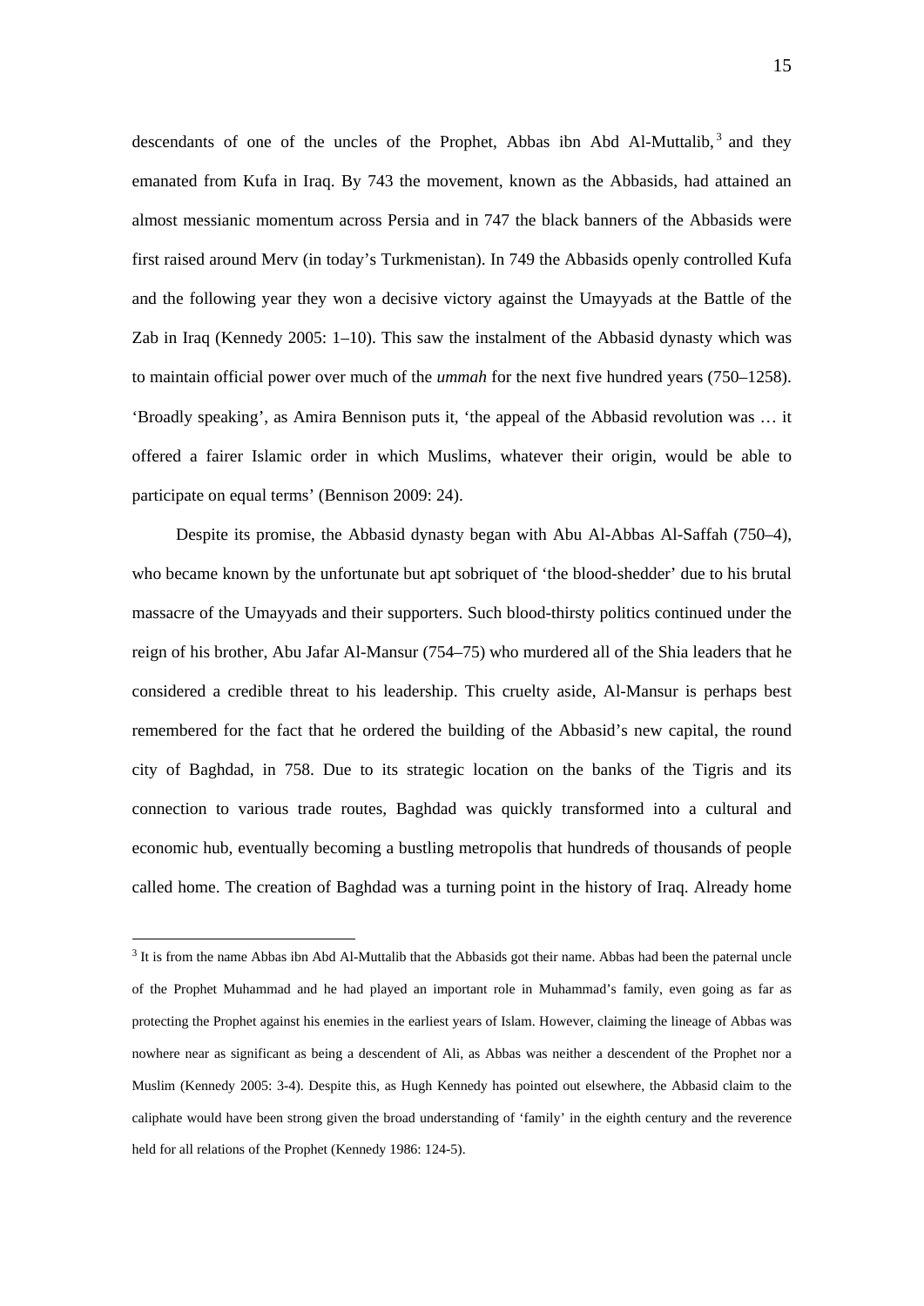descendants of one of the uncles of the Prophet, Abbas ibn Abd Al-Muttalib,[3] and they emanated from Kufa in Iraq. By 743 the movement, known as the Abbasids, had attained an almost messianic momentum across Persia and in 747 the black banners of the Abbasids were first raised around Merv (in today's Turkmenistan). In 749 the Abbasids openly controlled Kufa and the following year they won a decisive victory against the Umayyads at the Battle of the Zab in Iraq (Kennedy 2005: 1–10). This saw the instalment of the Abbasid dynasty which was to maintain official power over much of the *ummah* for the next five hundred years (750–1258). 'Broadly speaking', as Amira Bennison puts it, 'the appeal of the Abbasid revolution was … it offered a fairer Islamic order in which Muslims, whatever their origin, would be able to participate on equal terms' (Bennison 2009: 24).

Despite its promise, the Abbasid dynasty began with Abu Al-Abbas Al-Saffah (750–4), who became known by the unfortunate but apt sobriquet of 'the blood-shedder' due to his brutal massacre of the Umayyads and their supporters. Such blood-thirsty politics continued under the reign of his brother, Abu Jafar Al-Mansur (754–75) who murdered all of the Shia leaders that he considered a credible threat to his leadership. This cruelty aside, Al-Mansur is perhaps best remembered for the fact that he ordered the building of the Abbasid's new capital, the round city of Baghdad, in 758. Due to its strategic location on the banks of the Tigris and its connection to various trade routes, Baghdad was quickly transformed into a cultural and economic hub, eventually becoming a bustling metropolis that hundreds of thousands of people called home. The creation of Baghdad was a turning point in the history of Iraq. Already home

[3] It is from the name Abbas ibn Abd Al-Muttalib that the Abbasids got their name. Abbas had been the paternal uncle of the Prophet Muhammad and he had played an important role in Muhammad's family, even going as far as protecting the Prophet against his enemies in the earliest years of Islam. However, claiming the lineage of Abbas was nowhere near as significant as being a descendent of Ali, as Abbas was neither a descendent of the Prophet nor a Muslim (Kennedy 2005: 3-4). Despite this, as Hugh Kennedy has pointed out elsewhere, the Abbasid claim to the caliphate would have been strong given the broad understanding of 'family' in the eighth century and the reverence held for all relations of the Prophet (Kennedy 1986: 124-5).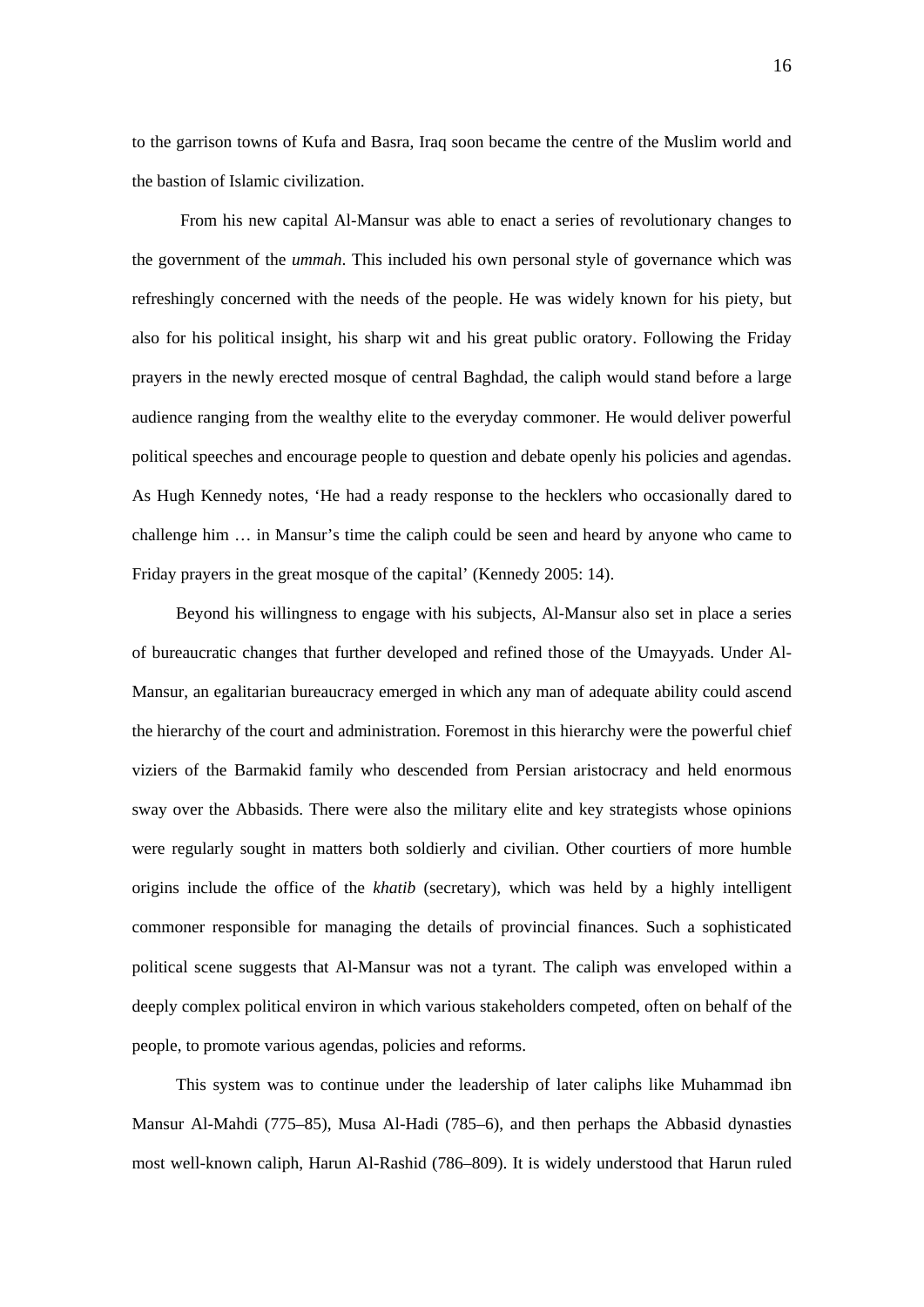to the garrison towns of Kufa and Basra, Iraq soon became the centre of the Muslim world and the bastion of Islamic civilization.

From his new capital Al-Mansur was able to enact a series of revolutionary changes to the government of the *ummah*. This included his own personal style of governance which was refreshingly concerned with the needs of the people. He was widely known for his piety, but also for his political insight, his sharp wit and his great public oratory. Following the Friday prayers in the newly erected mosque of central Baghdad, the caliph would stand before a large audience ranging from the wealthy elite to the everyday commoner. He would deliver powerful political speeches and encourage people to question and debate openly his policies and agendas. As Hugh Kennedy notes, 'He had a ready response to the hecklers who occasionally dared to challenge him … in Mansur's time the caliph could be seen and heard by anyone who came to Friday prayers in the great mosque of the capital' (Kennedy 2005: 14).

Beyond his willingness to engage with his subjects, Al-Mansur also set in place a series of bureaucratic changes that further developed and refined those of the Umayyads. Under Al-Mansur, an egalitarian bureaucracy emerged in which any man of adequate ability could ascend the hierarchy of the court and administration. Foremost in this hierarchy were the powerful chief viziers of the Barmakid family who descended from Persian aristocracy and held enormous sway over the Abbasids. There were also the military elite and key strategists whose opinions were regularly sought in matters both soldierly and civilian. Other courtiers of more humble origins include the office of the *khatib* (secretary), which was held by a highly intelligent commoner responsible for managing the details of provincial finances. Such a sophisticated political scene suggests that Al-Mansur was not a tyrant. The caliph was enveloped within a deeply complex political environ in which various stakeholders competed, often on behalf of the people, to promote various agendas, policies and reforms.

This system was to continue under the leadership of later caliphs like Muhammad ibn Mansur Al-Mahdi (775–85), Musa Al-Hadi (785–6), and then perhaps the Abbasid dynasties most well-known caliph, Harun Al-Rashid (786–809). It is widely understood that Harun ruled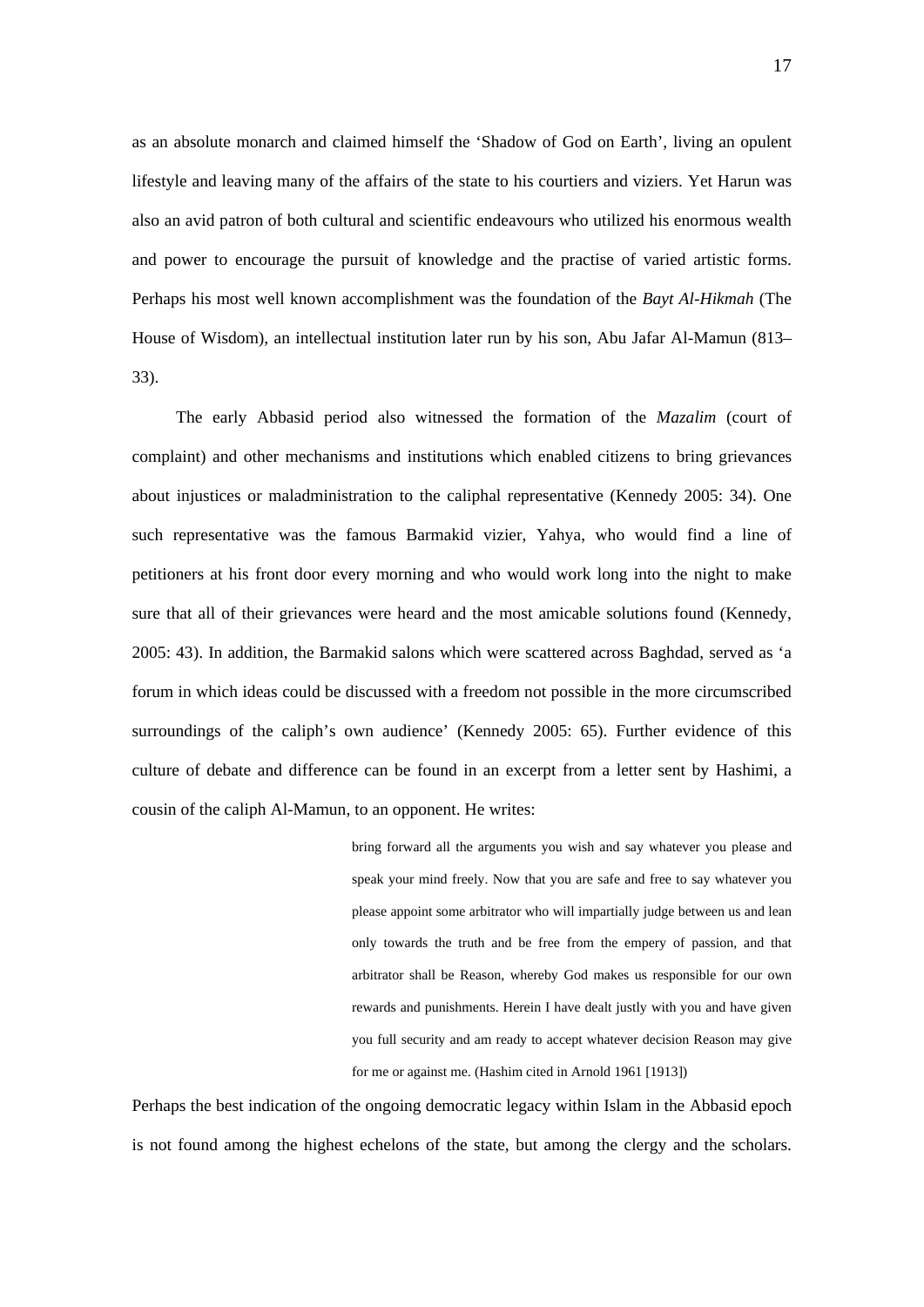as an absolute monarch and claimed himself the 'Shadow of God on Earth', living an opulent lifestyle and leaving many of the affairs of the state to his courtiers and viziers. Yet Harun was also an avid patron of both cultural and scientific endeavours who utilized his enormous wealth and power to encourage the pursuit of knowledge and the practise of varied artistic forms. Perhaps his most well known accomplishment was the foundation of the *Bayt Al-Hikmah* (The House of Wisdom), an intellectual institution later run by his son, Abu Jafar Al-Mamun (813–33).

The early Abbasid period also witnessed the formation of the *Mazalim* (court of complaint) and other mechanisms and institutions which enabled citizens to bring grievances about injustices or maladministration to the caliphal representative (Kennedy 2005: 34). One such representative was the famous Barmakid vizier, Yahya, who would find a line of petitioners at his front door every morning and who would work long into the night to make sure that all of their grievances were heard and the most amicable solutions found (Kennedy, 2005: 43). In addition, the Barmakid salons which were scattered across Baghdad, served as 'a forum in which ideas could be discussed with a freedom not possible in the more circumscribed surroundings of the caliph's own audience' (Kennedy 2005: 65). Further evidence of this culture of debate and difference can be found in an excerpt from a letter sent by Hashimi, a cousin of the caliph Al-Mamun, to an opponent. He writes:

> bring forward all the arguments you wish and say whatever you please and speak your mind freely. Now that you are safe and free to say whatever you please appoint some arbitrator who will impartially judge between us and lean only towards the truth and be free from the empery of passion, and that arbitrator shall be Reason, whereby God makes us responsible for our own rewards and punishments. Herein I have dealt justly with you and have given you full security and am ready to accept whatever decision Reason may give for me or against me. (Hashim cited in Arnold 1961 [1913])

Perhaps the best indication of the ongoing democratic legacy within Islam in the Abbasid epoch is not found among the highest echelons of the state, but among the clergy and the scholars.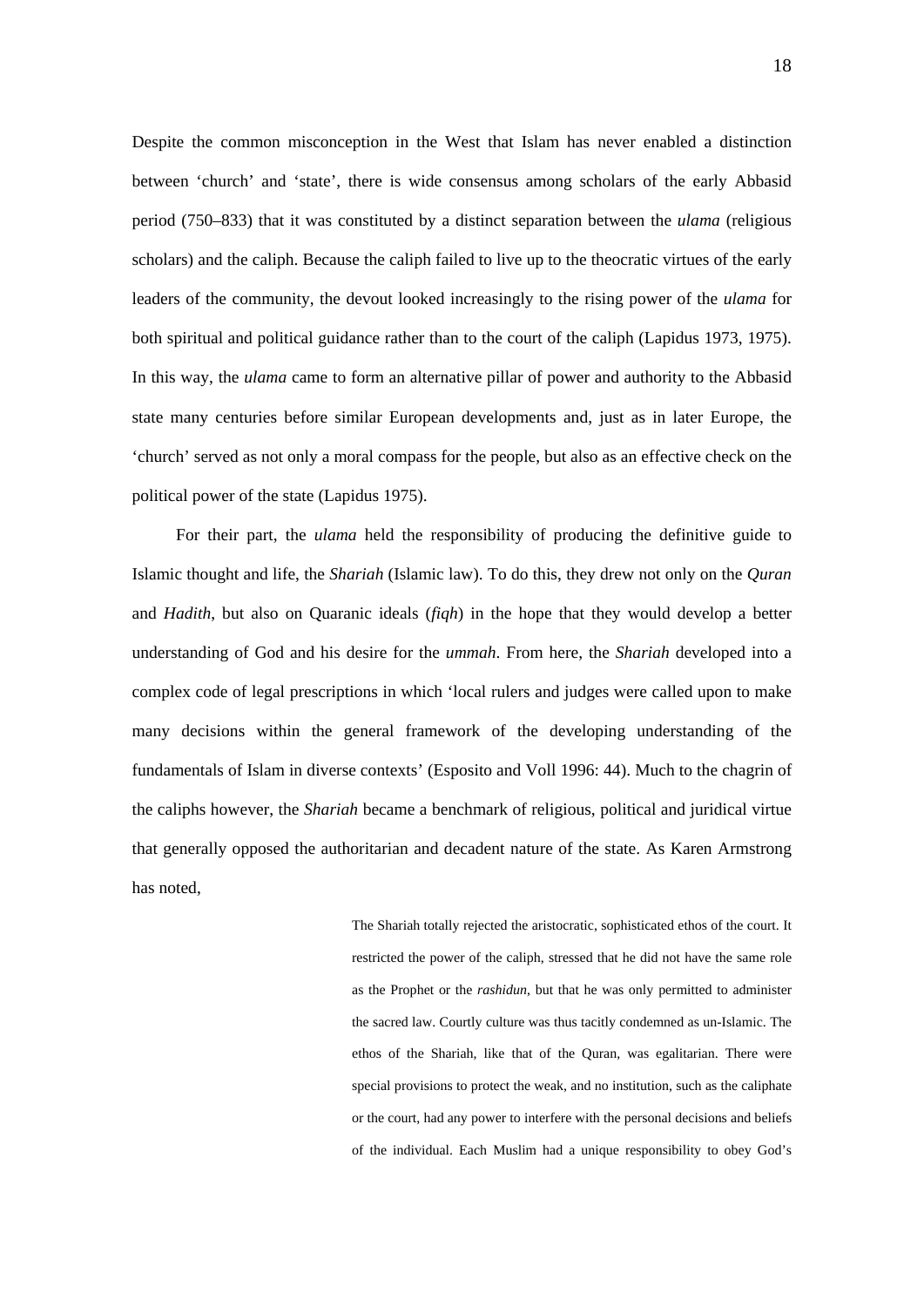Despite the common misconception in the West that Islam has never enabled a distinction between 'church' and 'state', there is wide consensus among scholars of the early Abbasid period (750–833) that it was constituted by a distinct separation between the *ulama* (religious scholars) and the caliph. Because the caliph failed to live up to the theocratic virtues of the early leaders of the community, the devout looked increasingly to the rising power of the *ulama* for both spiritual and political guidance rather than to the court of the caliph (Lapidus 1973, 1975). In this way, the *ulama* came to form an alternative pillar of power and authority to the Abbasid state many centuries before similar European developments and, just as in later Europe, the 'church' served as not only a moral compass for the people, but also as an effective check on the political power of the state (Lapidus 1975).

For their part, the *ulama* held the responsibility of producing the definitive guide to Islamic thought and life, the *Shariah* (Islamic law). To do this, they drew not only on the *Quran* and *Hadith*, but also on Quaranic ideals (*fiqh*) in the hope that they would develop a better understanding of God and his desire for the *ummah*. From here, the *Shariah* developed into a complex code of legal prescriptions in which 'local rulers and judges were called upon to make many decisions within the general framework of the developing understanding of the fundamentals of Islam in diverse contexts' (Esposito and Voll 1996: 44). Much to the chagrin of the caliphs however, the *Shariah* became a benchmark of religious, political and juridical virtue that generally opposed the authoritarian and decadent nature of the state. As Karen Armstrong has noted,

> The Shariah totally rejected the aristocratic, sophisticated ethos of the court. It restricted the power of the caliph, stressed that he did not have the same role as the Prophet or the *rashidun*, but that he was only permitted to administer the sacred law. Courtly culture was thus tacitly condemned as un-Islamic. The ethos of the Shariah, like that of the Quran, was egalitarian. There were special provisions to protect the weak, and no institution, such as the caliphate or the court, had any power to interfere with the personal decisions and beliefs of the individual. Each Muslim had a unique responsibility to obey God's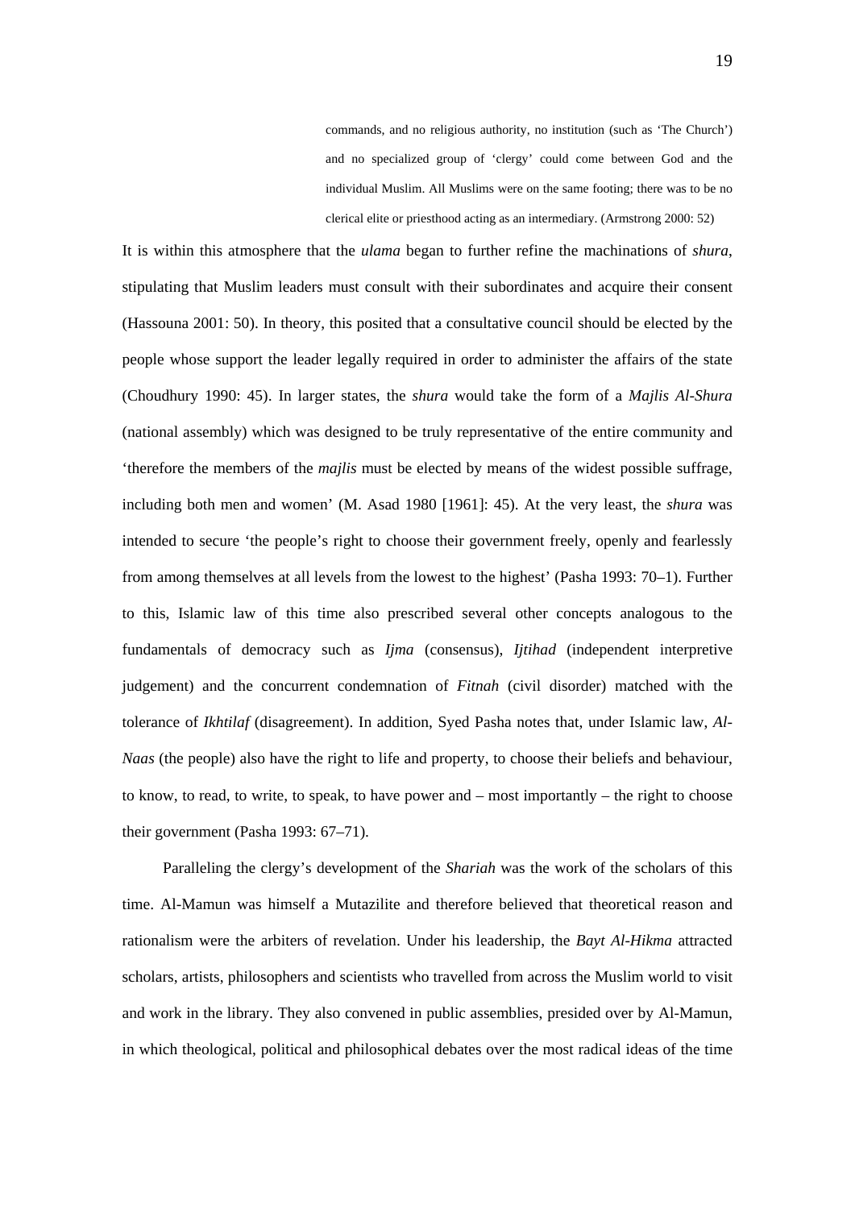> commands, and no religious authority, no institution (such as 'The Church') and no specialized group of 'clergy' could come between God and the individual Muslim. All Muslims were on the same footing; there was to be no clerical elite or priesthood acting as an intermediary. (Armstrong 2000: 52)

It is within this atmosphere that the *ulama* began to further refine the machinations of *shura*, stipulating that Muslim leaders must consult with their subordinates and acquire their consent (Hassouna 2001: 50). In theory, this posited that a consultative council should be elected by the people whose support the leader legally required in order to administer the affairs of the state (Choudhury 1990: 45). In larger states, the *shura* would take the form of a *Majlis Al-Shura* (national assembly) which was designed to be truly representative of the entire community and 'therefore the members of the *majlis* must be elected by means of the widest possible suffrage, including both men and women' (M. Asad 1980 [1961]: 45). At the very least, the *shura* was intended to secure 'the people's right to choose their government freely, openly and fearlessly from among themselves at all levels from the lowest to the highest' (Pasha 1993: 70–1). Further to this, Islamic law of this time also prescribed several other concepts analogous to the fundamentals of democracy such as *Ijma* (consensus), *Ijtihad* (independent interpretive judgement) and the concurrent condemnation of *Fitnah* (civil disorder) matched with the tolerance of *Ikhtilaf* (disagreement). In addition, Syed Pasha notes that, under Islamic law, *Al-Naas* (the people) also have the right to life and property, to choose their beliefs and behaviour, to know, to read, to write, to speak, to have power and – most importantly – the right to choose their government (Pasha 1993: 67–71).

Paralleling the clergy's development of the *Shariah* was the work of the scholars of this time. Al-Mamun was himself a Mutazilite and therefore believed that theoretical reason and rationalism were the arbiters of revelation. Under his leadership, the *Bayt Al-Hikma* attracted scholars, artists, philosophers and scientists who travelled from across the Muslim world to visit and work in the library. They also convened in public assemblies, presided over by Al-Mamun, in which theological, political and philosophical debates over the most radical ideas of the time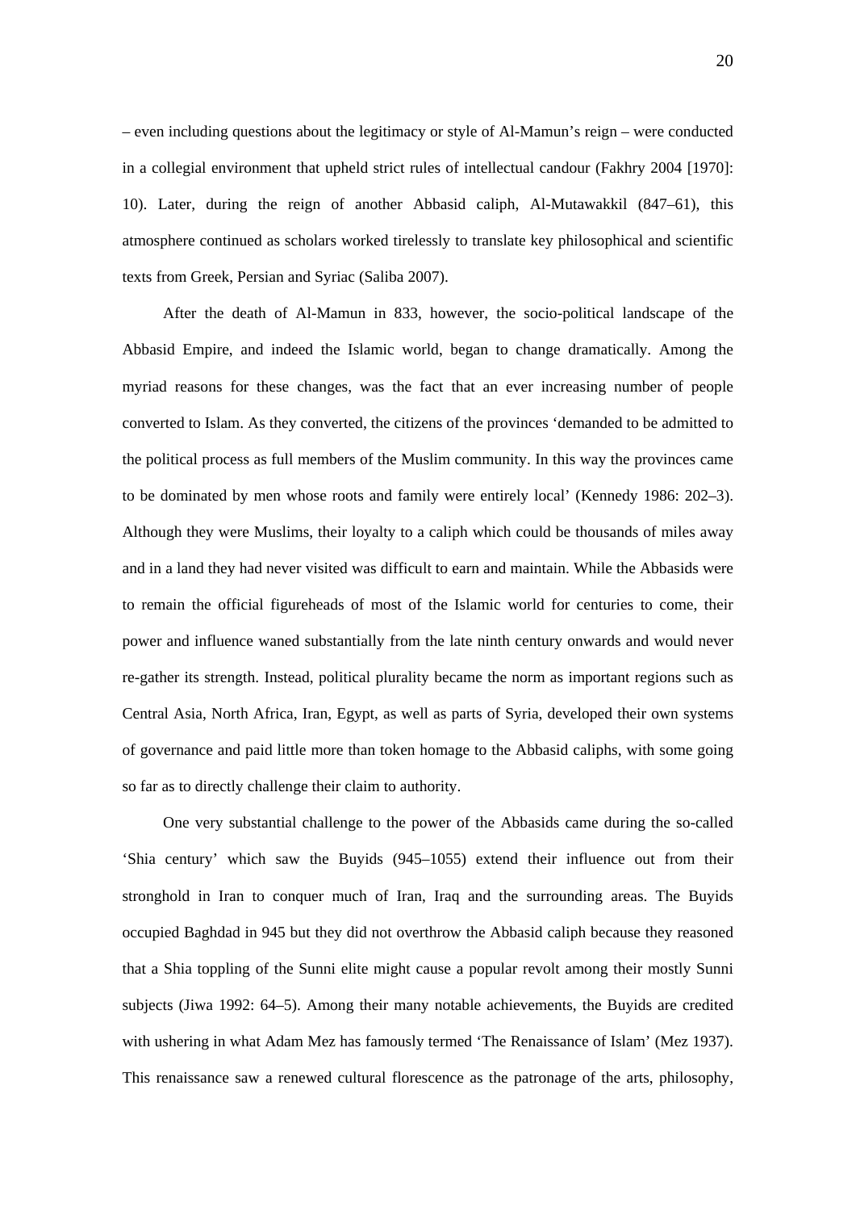– even including questions about the legitimacy or style of Al-Mamun's reign – were conducted in a collegial environment that upheld strict rules of intellectual candour (Fakhry 2004 [1970]: 10). Later, during the reign of another Abbasid caliph, Al-Mutawakkil (847–61), this atmosphere continued as scholars worked tirelessly to translate key philosophical and scientific texts from Greek, Persian and Syriac (Saliba 2007).

After the death of Al-Mamun in 833, however, the socio-political landscape of the Abbasid Empire, and indeed the Islamic world, began to change dramatically. Among the myriad reasons for these changes, was the fact that an ever increasing number of people converted to Islam. As they converted, the citizens of the provinces 'demanded to be admitted to the political process as full members of the Muslim community. In this way the provinces came to be dominated by men whose roots and family were entirely local' (Kennedy 1986: 202–3). Although they were Muslims, their loyalty to a caliph which could be thousands of miles away and in a land they had never visited was difficult to earn and maintain. While the Abbasids were to remain the official figureheads of most of the Islamic world for centuries to come, their power and influence waned substantially from the late ninth century onwards and would never re-gather its strength. Instead, political plurality became the norm as important regions such as Central Asia, North Africa, Iran, Egypt, as well as parts of Syria, developed their own systems of governance and paid little more than token homage to the Abbasid caliphs, with some going so far as to directly challenge their claim to authority.

One very substantial challenge to the power of the Abbasids came during the so-called 'Shia century' which saw the Buyids (945–1055) extend their influence out from their stronghold in Iran to conquer much of Iran, Iraq and the surrounding areas. The Buyids occupied Baghdad in 945 but they did not overthrow the Abbasid caliph because they reasoned that a Shia toppling of the Sunni elite might cause a popular revolt among their mostly Sunni subjects (Jiwa 1992: 64–5). Among their many notable achievements, the Buyids are credited with ushering in what Adam Mez has famously termed 'The Renaissance of Islam' (Mez 1937). This renaissance saw a renewed cultural florescence as the patronage of the arts, philosophy,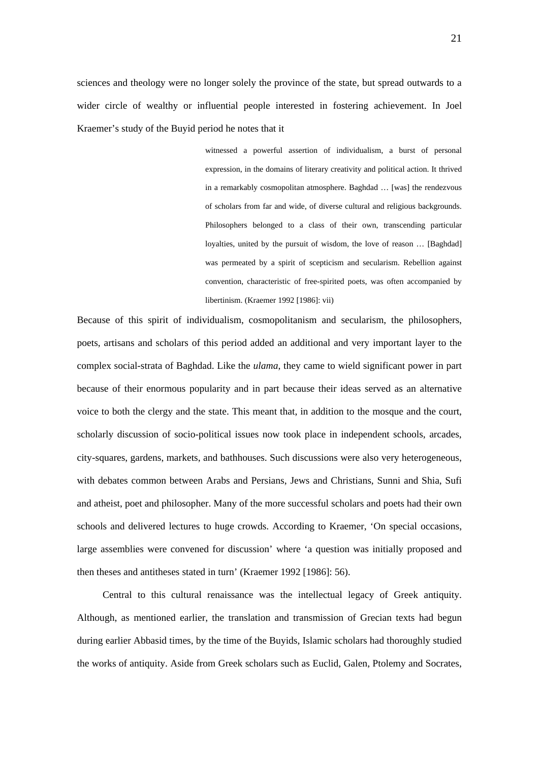sciences and theology were no longer solely the province of the state, but spread outwards to a wider circle of wealthy or influential people interested in fostering achievement. In Joel Kraemer's study of the Buyid period he notes that it

> witnessed a powerful assertion of individualism, a burst of personal expression, in the domains of literary creativity and political action. It thrived in a remarkably cosmopolitan atmosphere. Baghdad … [was] the rendezvous of scholars from far and wide, of diverse cultural and religious backgrounds. Philosophers belonged to a class of their own, transcending particular loyalties, united by the pursuit of wisdom, the love of reason … [Baghdad] was permeated by a spirit of scepticism and secularism. Rebellion against convention, characteristic of free-spirited poets, was often accompanied by libertinism. (Kraemer 1992 [1986]: vii)

Because of this spirit of individualism, cosmopolitanism and secularism, the philosophers, poets, artisans and scholars of this period added an additional and very important layer to the complex social-strata of Baghdad. Like the *ulama*, they came to wield significant power in part because of their enormous popularity and in part because their ideas served as an alternative voice to both the clergy and the state. This meant that, in addition to the mosque and the court, scholarly discussion of socio-political issues now took place in independent schools, arcades, city-squares, gardens, markets, and bathhouses. Such discussions were also very heterogeneous, with debates common between Arabs and Persians, Jews and Christians, Sunni and Shia, Sufi and atheist, poet and philosopher. Many of the more successful scholars and poets had their own schools and delivered lectures to huge crowds. According to Kraemer, 'On special occasions, large assemblies were convened for discussion' where 'a question was initially proposed and then theses and antitheses stated in turn' (Kraemer 1992 [1986]: 56).

Central to this cultural renaissance was the intellectual legacy of Greek antiquity. Although, as mentioned earlier, the translation and transmission of Grecian texts had begun during earlier Abbasid times, by the time of the Buyids, Islamic scholars had thoroughly studied the works of antiquity. Aside from Greek scholars such as Euclid, Galen, Ptolemy and Socrates,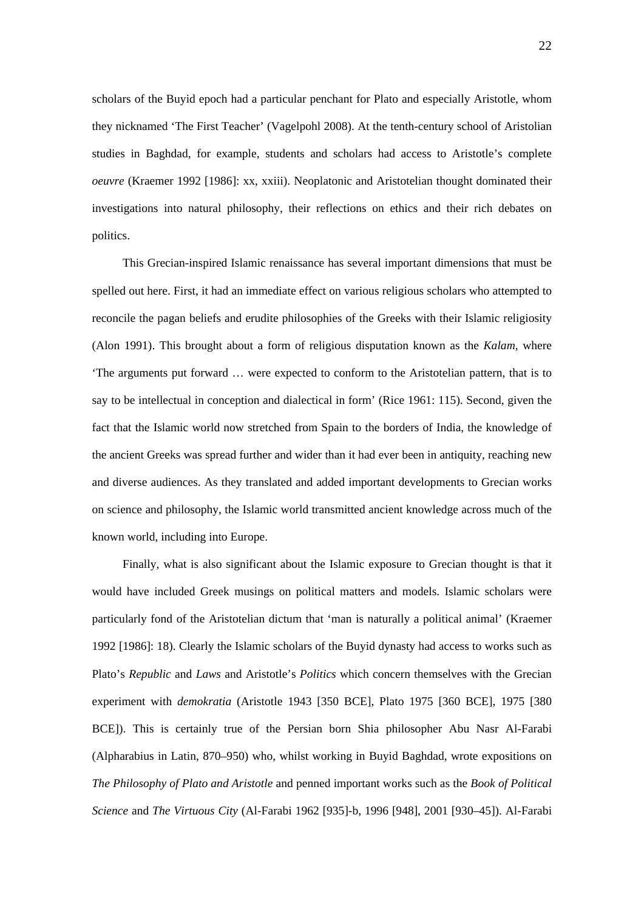scholars of the Buyid epoch had a particular penchant for Plato and especially Aristotle, whom they nicknamed 'The First Teacher' (Vagelpohl 2008). At the tenth-century school of Aristolian studies in Baghdad, for example, students and scholars had access to Aristotle's complete *oeuvre* (Kraemer 1992 [1986]: xx, xxiii). Neoplatonic and Aristotelian thought dominated their investigations into natural philosophy, their reflections on ethics and their rich debates on politics.

This Grecian-inspired Islamic renaissance has several important dimensions that must be spelled out here. First, it had an immediate effect on various religious scholars who attempted to reconcile the pagan beliefs and erudite philosophies of the Greeks with their Islamic religiosity (Alon 1991). This brought about a form of religious disputation known as the *Kalam*, where 'The arguments put forward … were expected to conform to the Aristotelian pattern, that is to say to be intellectual in conception and dialectical in form' (Rice 1961: 115). Second, given the fact that the Islamic world now stretched from Spain to the borders of India, the knowledge of the ancient Greeks was spread further and wider than it had ever been in antiquity, reaching new and diverse audiences. As they translated and added important developments to Grecian works on science and philosophy, the Islamic world transmitted ancient knowledge across much of the known world, including into Europe.

Finally, what is also significant about the Islamic exposure to Grecian thought is that it would have included Greek musings on political matters and models. Islamic scholars were particularly fond of the Aristotelian dictum that 'man is naturally a political animal' (Kraemer 1992 [1986]: 18). Clearly the Islamic scholars of the Buyid dynasty had access to works such as Plato's *Republic* and *Laws* and Aristotle's *Politics* which concern themselves with the Grecian experiment with *demokratia* (Aristotle 1943 [350 BCE], Plato 1975 [360 BCE], 1975 [380 BCE]). This is certainly true of the Persian born Shia philosopher Abu Nasr Al-Farabi (Alpharabius in Latin, 870–950) who, whilst working in Buyid Baghdad, wrote expositions on *The Philosophy of Plato and Aristotle* and penned important works such as the *Book of Political Science* and *The Virtuous City* (Al-Farabi 1962 [935]-b, 1996 [948], 2001 [930–45]). Al-Farabi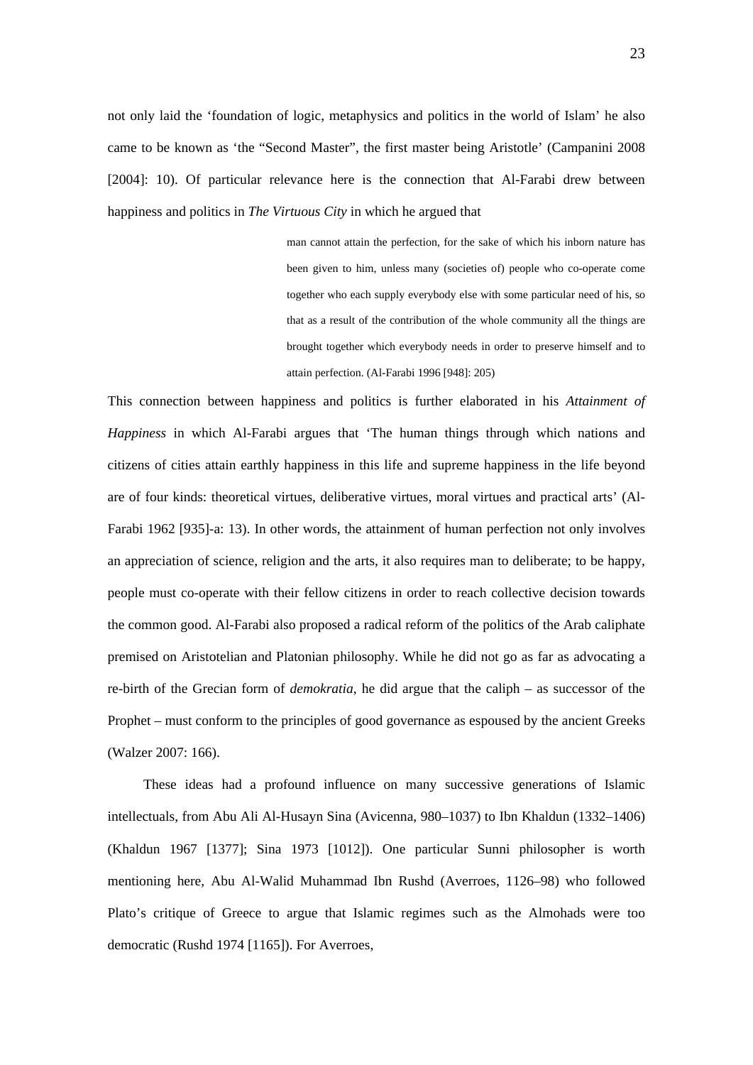not only laid the 'foundation of logic, metaphysics and politics in the world of Islam' he also came to be known as 'the "Second Master", the first master being Aristotle' (Campanini 2008 [2004]: 10). Of particular relevance here is the connection that Al-Farabi drew between happiness and politics in *The Virtuous City* in which he argued that

> man cannot attain the perfection, for the sake of which his inborn nature has been given to him, unless many (societies of) people who co-operate come together who each supply everybody else with some particular need of his, so that as a result of the contribution of the whole community all the things are brought together which everybody needs in order to preserve himself and to attain perfection. (Al-Farabi 1996 [948]: 205)

This connection between happiness and politics is further elaborated in his *Attainment of Happiness* in which Al-Farabi argues that 'The human things through which nations and citizens of cities attain earthly happiness in this life and supreme happiness in the life beyond are of four kinds: theoretical virtues, deliberative virtues, moral virtues and practical arts' (Al-Farabi 1962 [935]-a: 13). In other words, the attainment of human perfection not only involves an appreciation of science, religion and the arts, it also requires man to deliberate; to be happy, people must co-operate with their fellow citizens in order to reach collective decision towards the common good. Al-Farabi also proposed a radical reform of the politics of the Arab caliphate premised on Aristotelian and Platonian philosophy. While he did not go as far as advocating a re-birth of the Grecian form of *demokratia*, he did argue that the caliph – as successor of the Prophet – must conform to the principles of good governance as espoused by the ancient Greeks (Walzer 2007: 166).

These ideas had a profound influence on many successive generations of Islamic intellectuals, from Abu Ali Al-Husayn Sina (Avicenna, 980–1037) to Ibn Khaldun (1332–1406) (Khaldun 1967 [1377]; Sina 1973 [1012]). One particular Sunni philosopher is worth mentioning here, Abu Al-Walid Muhammad Ibn Rushd (Averroes, 1126–98) who followed Plato's critique of Greece to argue that Islamic regimes such as the Almohads were too democratic (Rushd 1974 [1165]). For Averroes,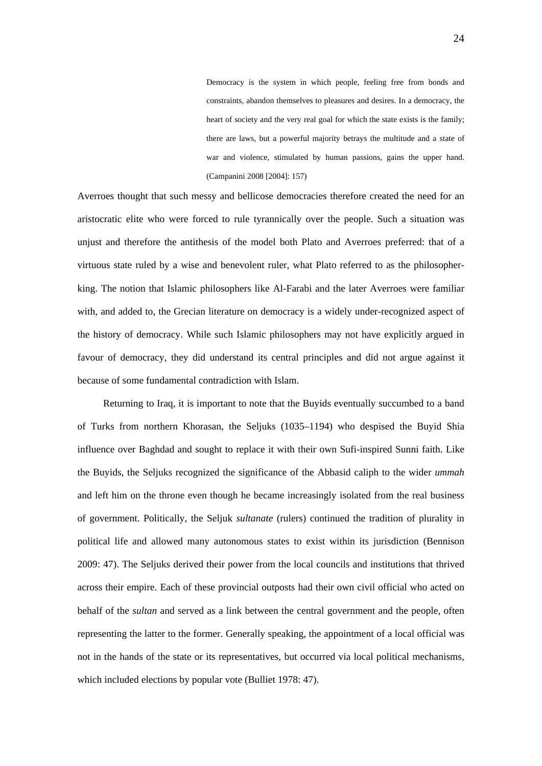> Democracy is the system in which people, feeling free from bonds and constraints, abandon themselves to pleasures and desires. In a democracy, the heart of society and the very real goal for which the state exists is the family; there are laws, but a powerful majority betrays the multitude and a state of war and violence, stimulated by human passions, gains the upper hand. (Campanini 2008 [2004]: 157)

Averroes thought that such messy and bellicose democracies therefore created the need for an aristocratic elite who were forced to rule tyrannically over the people. Such a situation was unjust and therefore the antithesis of the model both Plato and Averroes preferred: that of a virtuous state ruled by a wise and benevolent ruler, what Plato referred to as the philosopher-king. The notion that Islamic philosophers like Al-Farabi and the later Averroes were familiar with, and added to, the Grecian literature on democracy is a widely under-recognized aspect of the history of democracy. While such Islamic philosophers may not have explicitly argued in favour of democracy, they did understand its central principles and did not argue against it because of some fundamental contradiction with Islam.

Returning to Iraq, it is important to note that the Buyids eventually succumbed to a band of Turks from northern Khorasan, the Seljuks (1035–1194) who despised the Buyid Shia influence over Baghdad and sought to replace it with their own Sufi-inspired Sunni faith. Like the Buyids, the Seljuks recognized the significance of the Abbasid caliph to the wider *ummah* and left him on the throne even though he became increasingly isolated from the real business of government. Politically, the Seljuk *sultanate* (rulers) continued the tradition of plurality in political life and allowed many autonomous states to exist within its jurisdiction (Bennison 2009: 47). The Seljuks derived their power from the local councils and institutions that thrived across their empire. Each of these provincial outposts had their own civil official who acted on behalf of the *sultan* and served as a link between the central government and the people, often representing the latter to the former. Generally speaking, the appointment of a local official was not in the hands of the state or its representatives, but occurred via local political mechanisms, which included elections by popular vote (Bulliet 1978: 47).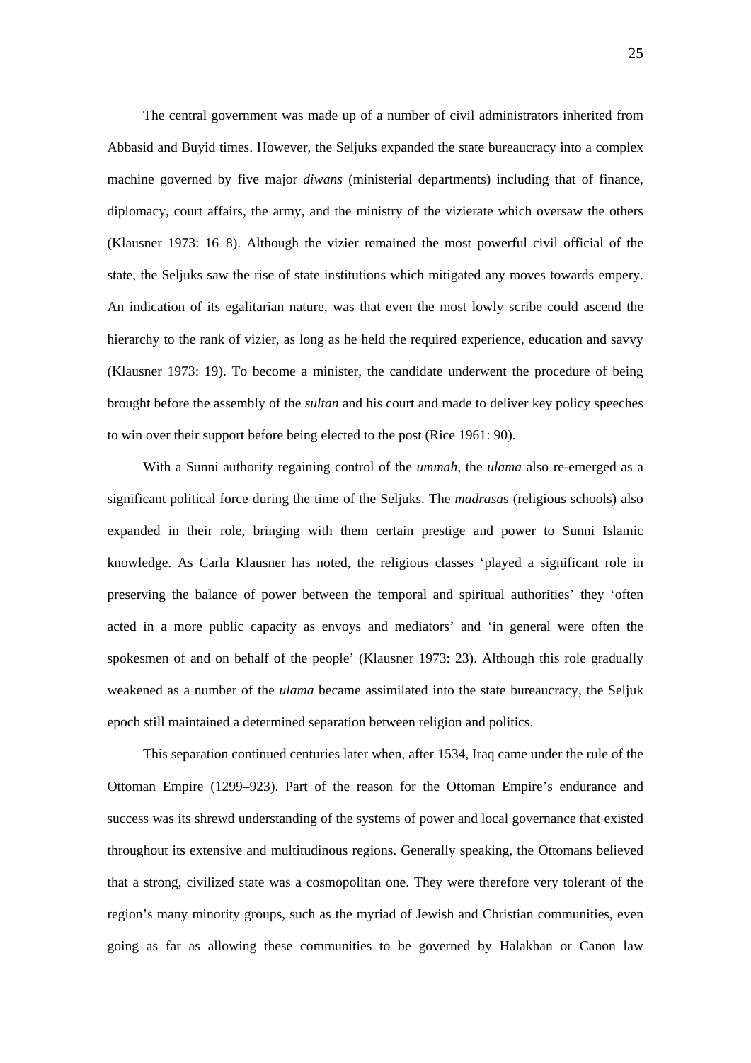The central government was made up of a number of civil administrators inherited from Abbasid and Buyid times. However, the Seljuks expanded the state bureaucracy into a complex machine governed by five major *diwans* (ministerial departments) including that of finance, diplomacy, court affairs, the army, and the ministry of the vizierate which oversaw the others (Klausner 1973: 16–8). Although the vizier remained the most powerful civil official of the state, the Seljuks saw the rise of state institutions which mitigated any moves towards empery. An indication of its egalitarian nature, was that even the most lowly scribe could ascend the hierarchy to the rank of vizier, as long as he held the required experience, education and savvy (Klausner 1973: 19). To become a minister, the candidate underwent the procedure of being brought before the assembly of the *sultan* and his court and made to deliver key policy speeches to win over their support before being elected to the post (Rice 1961: 90).

With a Sunni authority regaining control of the *ummah*, the *ulama* also re-emerged as a significant political force during the time of the Seljuks. The *madrasa*s (religious schools) also expanded in their role, bringing with them certain prestige and power to Sunni Islamic knowledge. As Carla Klausner has noted, the religious classes 'played a significant role in preserving the balance of power between the temporal and spiritual authorities' they 'often acted in a more public capacity as envoys and mediators' and 'in general were often the spokesmen of and on behalf of the people' (Klausner 1973: 23). Although this role gradually weakened as a number of the *ulama* became assimilated into the state bureaucracy, the Seljuk epoch still maintained a determined separation between religion and politics.

This separation continued centuries later when, after 1534, Iraq came under the rule of the Ottoman Empire (1299–923). Part of the reason for the Ottoman Empire's endurance and success was its shrewd understanding of the systems of power and local governance that existed throughout its extensive and multitudinous regions. Generally speaking, the Ottomans believed that a strong, civilized state was a cosmopolitan one. They were therefore very tolerant of the region's many minority groups, such as the myriad of Jewish and Christian communities, even going as far as allowing these communities to be governed by Halakhan or Canon law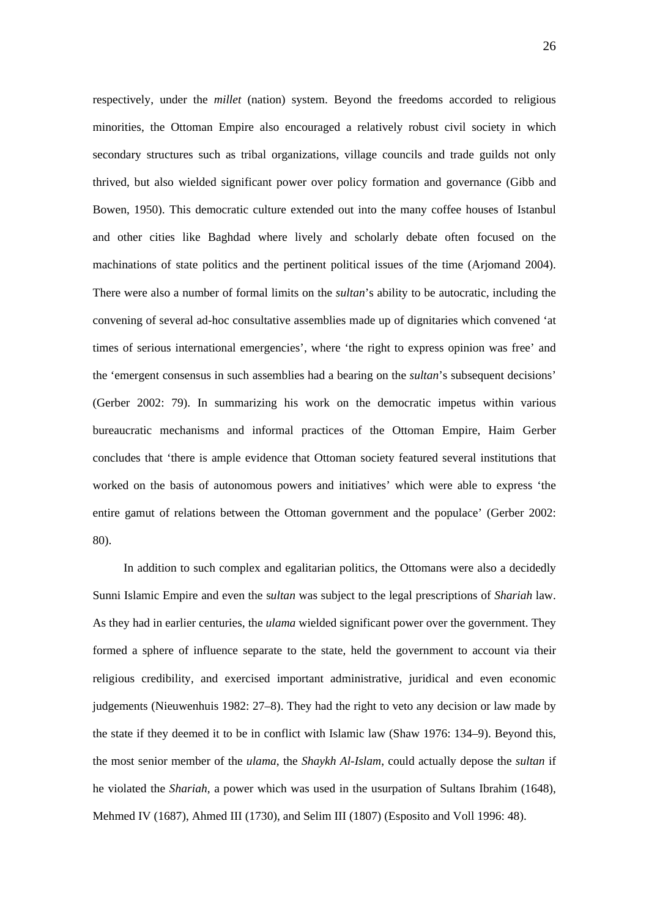respectively, under the *millet* (nation) system. Beyond the freedoms accorded to religious minorities, the Ottoman Empire also encouraged a relatively robust civil society in which secondary structures such as tribal organizations, village councils and trade guilds not only thrived, but also wielded significant power over policy formation and governance (Gibb and Bowen, 1950). This democratic culture extended out into the many coffee houses of Istanbul and other cities like Baghdad where lively and scholarly debate often focused on the machinations of state politics and the pertinent political issues of the time (Arjomand 2004). There were also a number of formal limits on the *sultan*'s ability to be autocratic, including the convening of several ad-hoc consultative assemblies made up of dignitaries which convened 'at times of serious international emergencies', where 'the right to express opinion was free' and the 'emergent consensus in such assemblies had a bearing on the *sultan*'s subsequent decisions' (Gerber 2002: 79). In summarizing his work on the democratic impetus within various bureaucratic mechanisms and informal practices of the Ottoman Empire, Haim Gerber concludes that 'there is ample evidence that Ottoman society featured several institutions that worked on the basis of autonomous powers and initiatives' which were able to express 'the entire gamut of relations between the Ottoman government and the populace' (Gerber 2002: 80).

In addition to such complex and egalitarian politics, the Ottomans were also a decidedly Sunni Islamic Empire and even the s*ultan* was subject to the legal prescriptions of *Shariah* law. As they had in earlier centuries, the *ulama* wielded significant power over the government. They formed a sphere of influence separate to the state, held the government to account via their religious credibility, and exercised important administrative, juridical and even economic judgements (Nieuwenhuis 1982: 27–8). They had the right to veto any decision or law made by the state if they deemed it to be in conflict with Islamic law (Shaw 1976: 134–9). Beyond this, the most senior member of the *ulama*, the *Shaykh Al-Islam*, could actually depose the *sultan* if he violated the *Shariah*, a power which was used in the usurpation of Sultans Ibrahim (1648), Mehmed IV (1687), Ahmed III (1730), and Selim III (1807) (Esposito and Voll 1996: 48).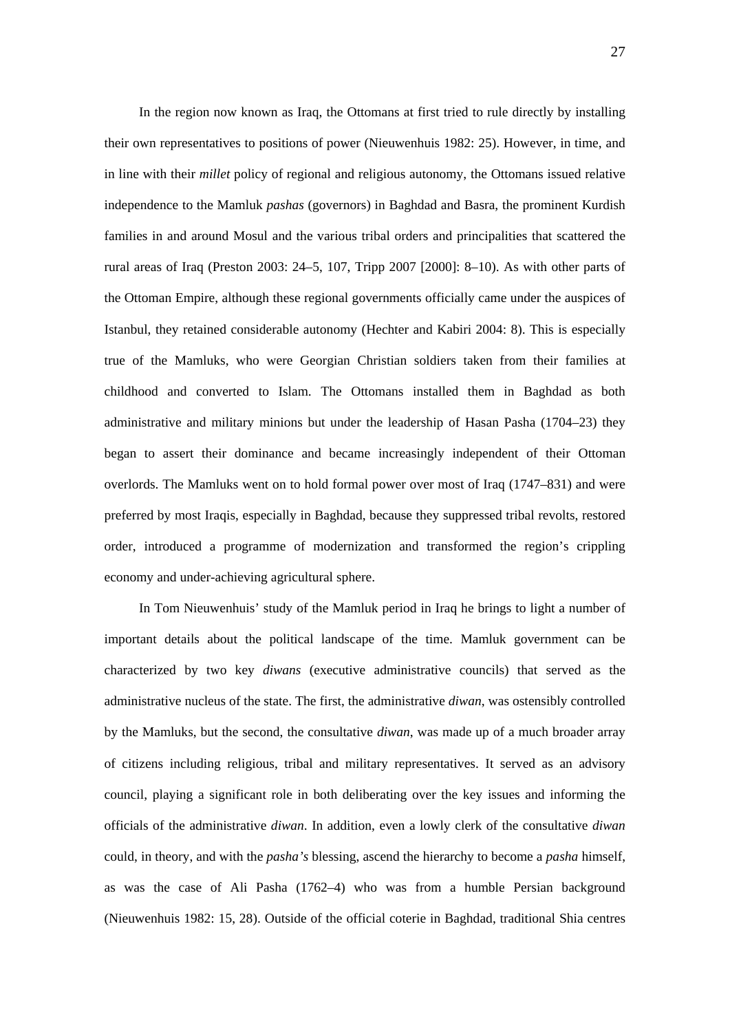In the region now known as Iraq, the Ottomans at first tried to rule directly by installing their own representatives to positions of power (Nieuwenhuis 1982: 25). However, in time, and in line with their *millet* policy of regional and religious autonomy, the Ottomans issued relative independence to the Mamluk *pashas* (governors) in Baghdad and Basra, the prominent Kurdish families in and around Mosul and the various tribal orders and principalities that scattered the rural areas of Iraq (Preston 2003: 24–5, 107, Tripp 2007 [2000]: 8–10). As with other parts of the Ottoman Empire, although these regional governments officially came under the auspices of Istanbul, they retained considerable autonomy (Hechter and Kabiri 2004: 8). This is especially true of the Mamluks, who were Georgian Christian soldiers taken from their families at childhood and converted to Islam. The Ottomans installed them in Baghdad as both administrative and military minions but under the leadership of Hasan Pasha (1704–23) they began to assert their dominance and became increasingly independent of their Ottoman overlords. The Mamluks went on to hold formal power over most of Iraq (1747–831) and were preferred by most Iraqis, especially in Baghdad, because they suppressed tribal revolts, restored order, introduced a programme of modernization and transformed the region's crippling economy and under-achieving agricultural sphere.

In Tom Nieuwenhuis' study of the Mamluk period in Iraq he brings to light a number of important details about the political landscape of the time. Mamluk government can be characterized by two key *diwans* (executive administrative councils) that served as the administrative nucleus of the state. The first, the administrative *diwan*, was ostensibly controlled by the Mamluks, but the second, the consultative *diwan*, was made up of a much broader array of citizens including religious, tribal and military representatives. It served as an advisory council, playing a significant role in both deliberating over the key issues and informing the officials of the administrative *diwan*. In addition, even a lowly clerk of the consultative *diwan* could, in theory, and with the *pasha's* blessing, ascend the hierarchy to become a *pasha* himself, as was the case of Ali Pasha (1762–4) who was from a humble Persian background (Nieuwenhuis 1982: 15, 28). Outside of the official coterie in Baghdad, traditional Shia centres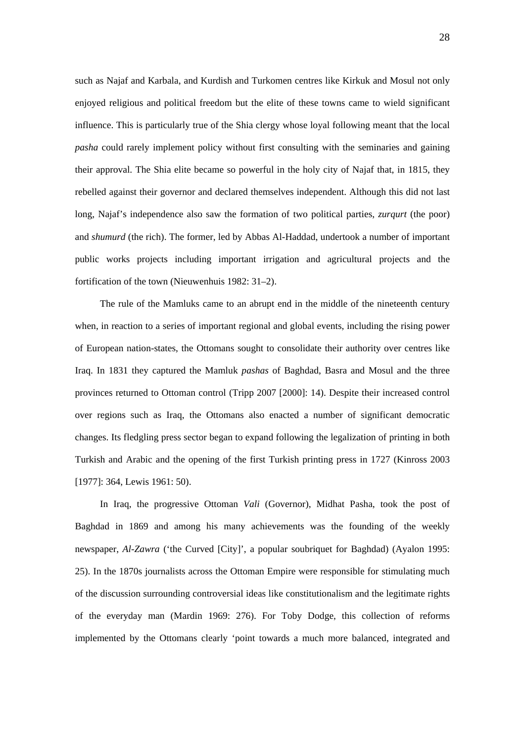such as Najaf and Karbala, and Kurdish and Turkomen centres like Kirkuk and Mosul not only enjoyed religious and political freedom but the elite of these towns came to wield significant influence. This is particularly true of the Shia clergy whose loyal following meant that the local *pasha* could rarely implement policy without first consulting with the seminaries and gaining their approval. The Shia elite became so powerful in the holy city of Najaf that, in 1815, they rebelled against their governor and declared themselves independent. Although this did not last long, Najaf's independence also saw the formation of two political parties, *zurqurt* (the poor) and *shumurd* (the rich). The former, led by Abbas Al-Haddad, undertook a number of important public works projects including important irrigation and agricultural projects and the fortification of the town (Nieuwenhuis 1982: 31–2).

The rule of the Mamluks came to an abrupt end in the middle of the nineteenth century when, in reaction to a series of important regional and global events, including the rising power of European nation-states, the Ottomans sought to consolidate their authority over centres like Iraq. In 1831 they captured the Mamluk *pashas* of Baghdad, Basra and Mosul and the three provinces returned to Ottoman control (Tripp 2007 [2000]: 14). Despite their increased control over regions such as Iraq, the Ottomans also enacted a number of significant democratic changes. Its fledgling press sector began to expand following the legalization of printing in both Turkish and Arabic and the opening of the first Turkish printing press in 1727 (Kinross 2003 [1977]: 364, Lewis 1961: 50).

In Iraq, the progressive Ottoman *Vali* (Governor), Midhat Pasha, took the post of Baghdad in 1869 and among his many achievements was the founding of the weekly newspaper, *Al-Zawra* ('the Curved [City]', a popular soubriquet for Baghdad) (Ayalon 1995: 25). In the 1870s journalists across the Ottoman Empire were responsible for stimulating much of the discussion surrounding controversial ideas like constitutionalism and the legitimate rights of the everyday man (Mardin 1969: 276). For Toby Dodge, this collection of reforms implemented by the Ottomans clearly 'point towards a much more balanced, integrated and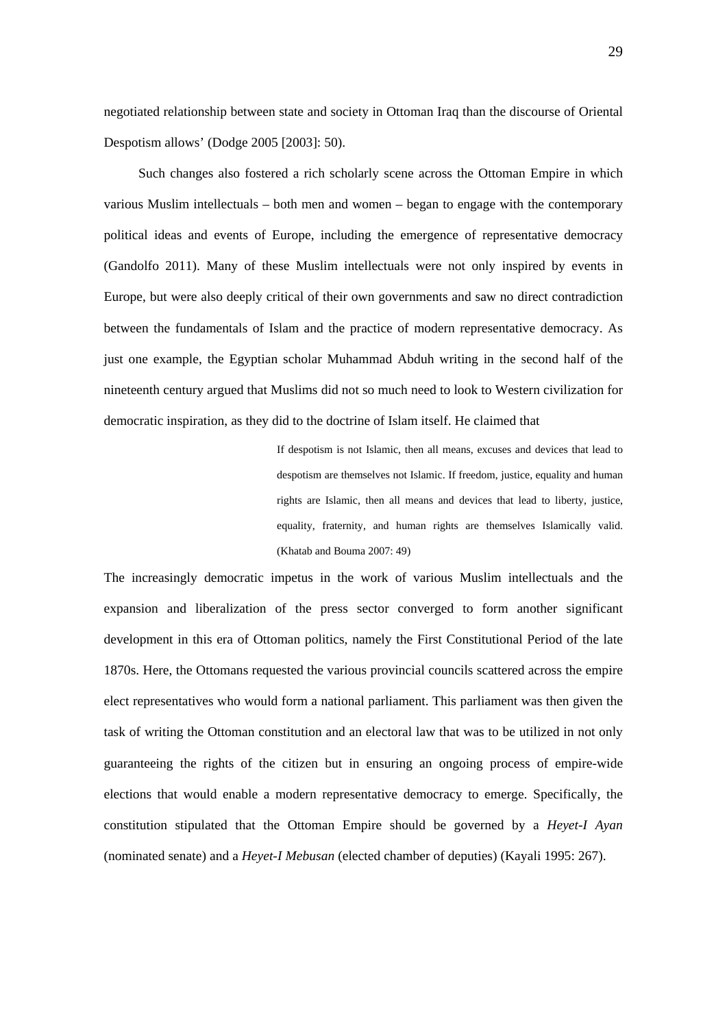negotiated relationship between state and society in Ottoman Iraq than the discourse of Oriental Despotism allows' (Dodge 2005 [2003]: 50).

Such changes also fostered a rich scholarly scene across the Ottoman Empire in which various Muslim intellectuals – both men and women – began to engage with the contemporary political ideas and events of Europe, including the emergence of representative democracy (Gandolfo 2011). Many of these Muslim intellectuals were not only inspired by events in Europe, but were also deeply critical of their own governments and saw no direct contradiction between the fundamentals of Islam and the practice of modern representative democracy. As just one example, the Egyptian scholar Muhammad Abduh writing in the second half of the nineteenth century argued that Muslims did not so much need to look to Western civilization for democratic inspiration, as they did to the doctrine of Islam itself. He claimed that

> If despotism is not Islamic, then all means, excuses and devices that lead to despotism are themselves not Islamic. If freedom, justice, equality and human rights are Islamic, then all means and devices that lead to liberty, justice, equality, fraternity, and human rights are themselves Islamically valid. (Khatab and Bouma 2007: 49)

The increasingly democratic impetus in the work of various Muslim intellectuals and the expansion and liberalization of the press sector converged to form another significant development in this era of Ottoman politics, namely the First Constitutional Period of the late 1870s. Here, the Ottomans requested the various provincial councils scattered across the empire elect representatives who would form a national parliament. This parliament was then given the task of writing the Ottoman constitution and an electoral law that was to be utilized in not only guaranteeing the rights of the citizen but in ensuring an ongoing process of empire-wide elections that would enable a modern representative democracy to emerge. Specifically, the constitution stipulated that the Ottoman Empire should be governed by a *Heyet-I Ayan* (nominated senate) and a *Heyet-I Mebusan* (elected chamber of deputies) (Kayali 1995: 267).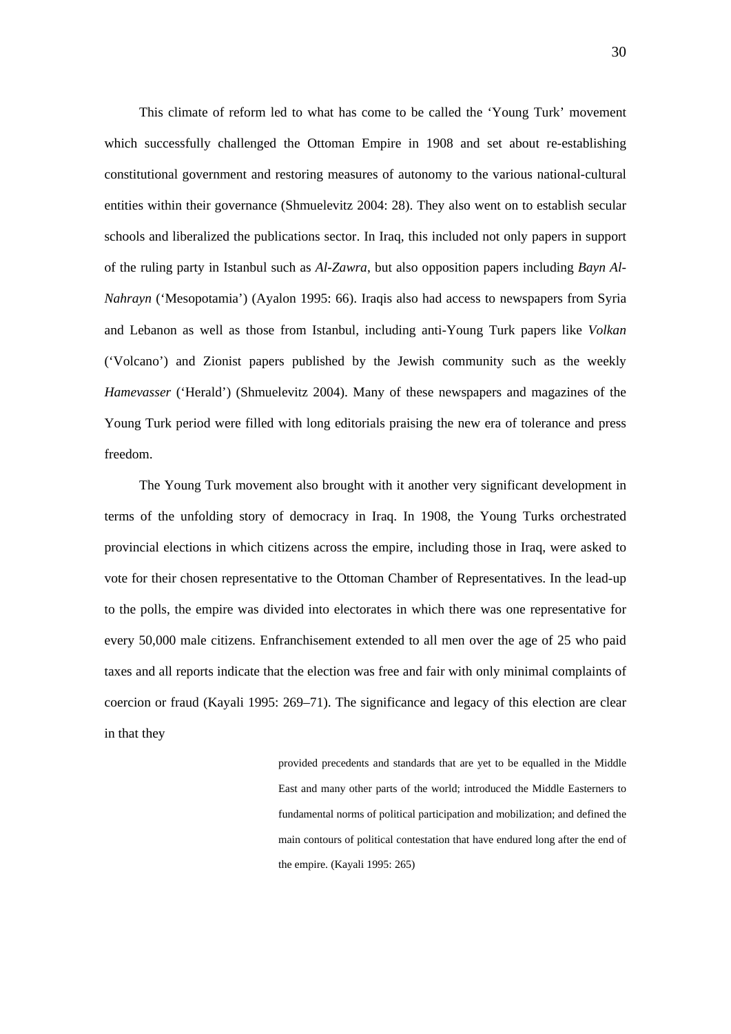This climate of reform led to what has come to be called the 'Young Turk' movement which successfully challenged the Ottoman Empire in 1908 and set about re-establishing constitutional government and restoring measures of autonomy to the various national-cultural entities within their governance (Shmuelevitz 2004: 28). They also went on to establish secular schools and liberalized the publications sector. In Iraq, this included not only papers in support of the ruling party in Istanbul such as *Al-Zawra*, but also opposition papers including *Bayn Al-Nahrayn* ('Mesopotamia') (Ayalon 1995: 66). Iraqis also had access to newspapers from Syria and Lebanon as well as those from Istanbul, including anti-Young Turk papers like *Volkan* ('Volcano') and Zionist papers published by the Jewish community such as the weekly *Hamevasser* ('Herald') (Shmuelevitz 2004). Many of these newspapers and magazines of the Young Turk period were filled with long editorials praising the new era of tolerance and press freedom.

The Young Turk movement also brought with it another very significant development in terms of the unfolding story of democracy in Iraq. In 1908, the Young Turks orchestrated provincial elections in which citizens across the empire, including those in Iraq, were asked to vote for their chosen representative to the Ottoman Chamber of Representatives. In the lead-up to the polls, the empire was divided into electorates in which there was one representative for every 50,000 male citizens. Enfranchisement extended to all men over the age of 25 who paid taxes and all reports indicate that the election was free and fair with only minimal complaints of coercion or fraud (Kayali 1995: 269–71). The significance and legacy of this election are clear in that they

> provided precedents and standards that are yet to be equalled in the Middle East and many other parts of the world; introduced the Middle Easterners to fundamental norms of political participation and mobilization; and defined the main contours of political contestation that have endured long after the end of the empire. (Kayali 1995: 265)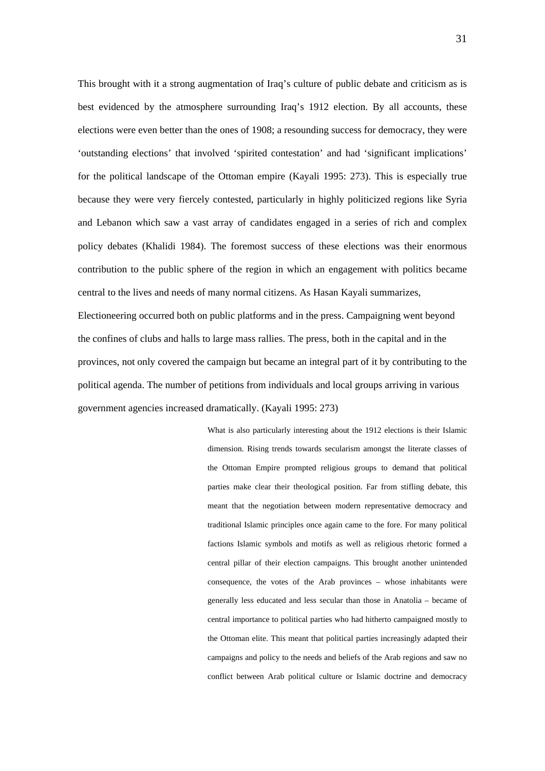This brought with it a strong augmentation of Iraq's culture of public debate and criticism as is best evidenced by the atmosphere surrounding Iraq's 1912 election. By all accounts, these elections were even better than the ones of 1908; a resounding success for democracy, they were 'outstanding elections' that involved 'spirited contestation' and had 'significant implications' for the political landscape of the Ottoman empire (Kayali 1995: 273). This is especially true because they were very fiercely contested, particularly in highly politicized regions like Syria and Lebanon which saw a vast array of candidates engaged in a series of rich and complex policy debates (Khalidi 1984). The foremost success of these elections was their enormous contribution to the public sphere of the region in which an engagement with politics became central to the lives and needs of many normal citizens. As Hasan Kayali summarizes,

Electioneering occurred both on public platforms and in the press. Campaigning went beyond the confines of clubs and halls to large mass rallies. The press, both in the capital and in the provinces, not only covered the campaign but became an integral part of it by contributing to the political agenda. The number of petitions from individuals and local groups arriving in various government agencies increased dramatically. (Kayali 1995: 273)

> What is also particularly interesting about the 1912 elections is their Islamic dimension. Rising trends towards secularism amongst the literate classes of the Ottoman Empire prompted religious groups to demand that political parties make clear their theological position. Far from stifling debate, this meant that the negotiation between modern representative democracy and traditional Islamic principles once again came to the fore. For many political factions Islamic symbols and motifs as well as religious rhetoric formed a central pillar of their election campaigns. This brought another unintended consequence, the votes of the Arab provinces – whose inhabitants were generally less educated and less secular than those in Anatolia – became of central importance to political parties who had hitherto campaigned mostly to the Ottoman elite. This meant that political parties increasingly adapted their campaigns and policy to the needs and beliefs of the Arab regions and saw no conflict between Arab political culture or Islamic doctrine and democracy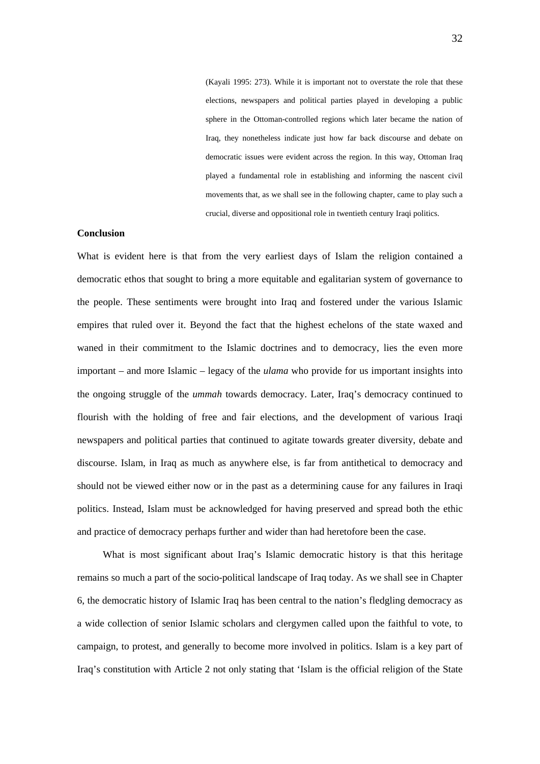(Kayali 1995: 273). While it is important not to overstate the role that these elections, newspapers and political parties played in developing a public sphere in the Ottoman-controlled regions which later became the nation of Iraq, they nonetheless indicate just how far back discourse and debate on democratic issues were evident across the region. In this way, Ottoman Iraq played a fundamental role in establishing and informing the nascent civil movements that, as we shall see in the following chapter, came to play such a crucial, diverse and oppositional role in twentieth century Iraqi politics.

**Conclusion**

What is evident here is that from the very earliest days of Islam the religion contained a democratic ethos that sought to bring a more equitable and egalitarian system of governance to the people. These sentiments were brought into Iraq and fostered under the various Islamic empires that ruled over it. Beyond the fact that the highest echelons of the state waxed and waned in their commitment to the Islamic doctrines and to democracy, lies the even more important – and more Islamic – legacy of the *ulama* who provide for us important insights into the ongoing struggle of the *ummah* towards democracy. Later, Iraq's democracy continued to flourish with the holding of free and fair elections, and the development of various Iraqi newspapers and political parties that continued to agitate towards greater diversity, debate and discourse. Islam, in Iraq as much as anywhere else, is far from antithetical to democracy and should not be viewed either now or in the past as a determining cause for any failures in Iraqi politics. Instead, Islam must be acknowledged for having preserved and spread both the ethic and practice of democracy perhaps further and wider than had heretofore been the case.

What is most significant about Iraq's Islamic democratic history is that this heritage remains so much a part of the socio-political landscape of Iraq today. As we shall see in Chapter 6, the democratic history of Islamic Iraq has been central to the nation's fledgling democracy as a wide collection of senior Islamic scholars and clergymen called upon the faithful to vote, to campaign, to protest, and generally to become more involved in politics. Islam is a key part of Iraq's constitution with Article 2 not only stating that 'Islam is the official religion of the State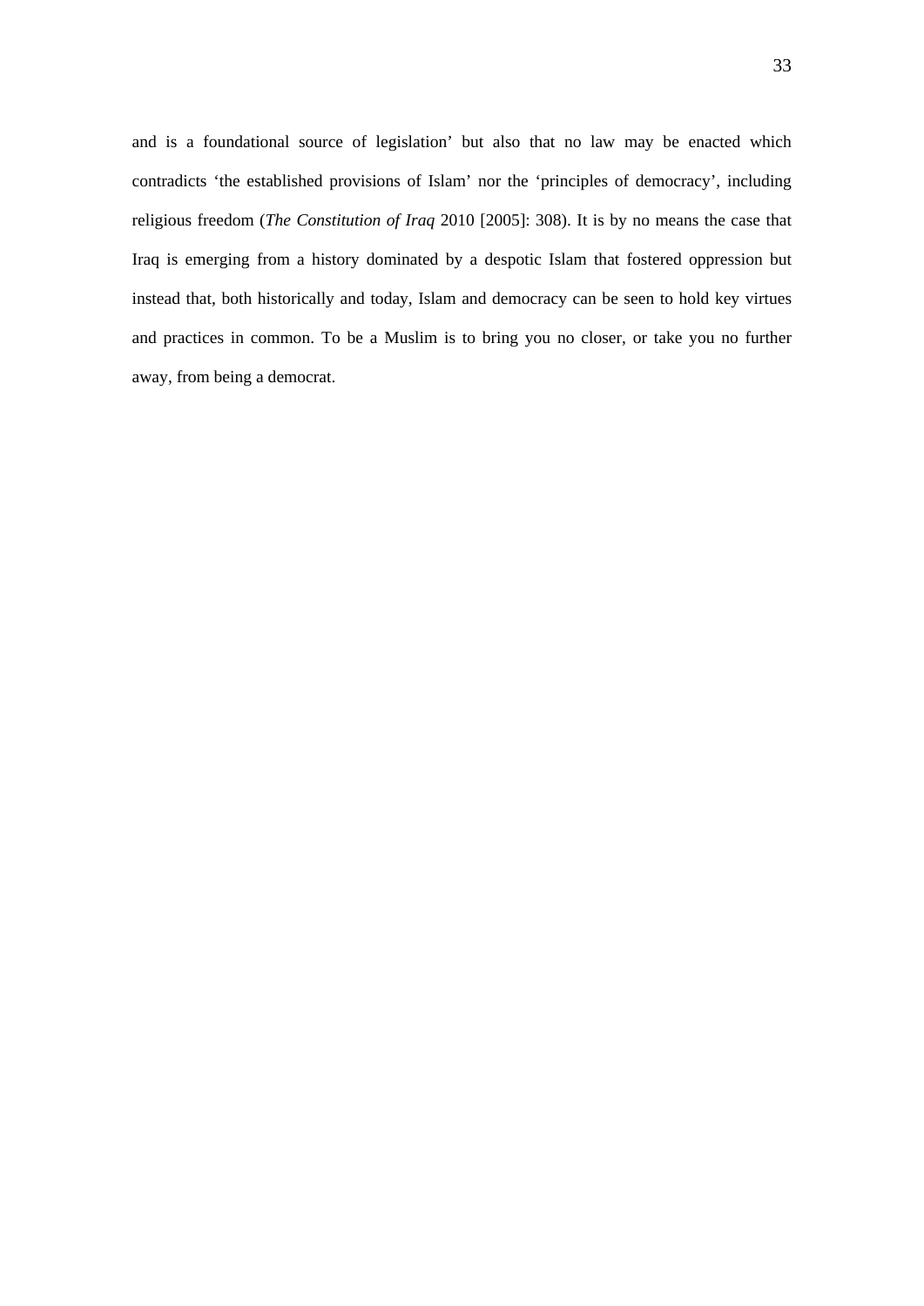and is a foundational source of legislation' but also that no law may be enacted which contradicts 'the established provisions of Islam' nor the 'principles of democracy', including religious freedom (*The Constitution of Iraq* 2010 [2005]: 308). It is by no means the case that Iraq is emerging from a history dominated by a despotic Islam that fostered oppression but instead that, both historically and today, Islam and democracy can be seen to hold key virtues and practices in common. To be a Muslim is to bring you no closer, or take you no further away, from being a democrat.